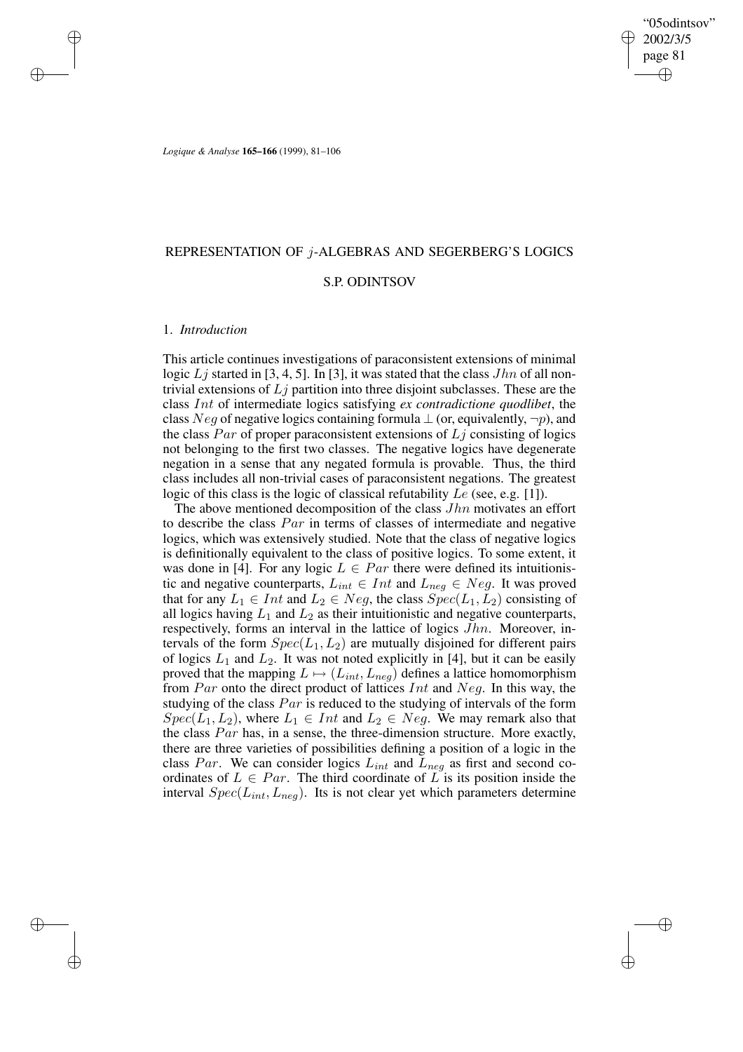# REPRESENTATION OF $j$-ALGEBRAS AND SEGERBERG'S LOGICS

## S.P. ODINTSOV

### 1. *Introduction*

This article continues investigations of paraconsistent extensions of minimal logic $Lj$ started in [3, 4, 5]. In [3], it was stated that the class $Jhn$ of all non-trivial extensions of $Lj$ partition into three disjoint subclasses. These are the class $Int$ of intermediate logics satisfying *ex contradictione quodlibet*, the class $Neg$ of negative logics containing formula $\perp$ (or, equivalently, $\neg p$), and the class $Par$ of proper paraconsistent extensions of $Lj$ consisting of logics not belonging to the first two classes. The negative logics have degenerate negation in a sense that any negated formula is provable. Thus, the third class includes all non-trivial cases of paraconsistent negations. The greatest logic of this class is the logic of classical refutability $Le$ (see, e.g. [1]).

The above mentioned decomposition of the class $Jhn$ motivates an effort to describe the class $Par$ in terms of classes of intermediate and negative logics, which was extensively studied. Note that the class of negative logics is definitionally equivalent to the class of positive logics. To some extent, it was done in [4]. For any logic $L \in Par$ there were defined its intuitionistic and negative counterparts, $L_{int} \in Int$ and $L_{neg} \in Neg$. It was proved that for any $L_1 \in Int$ and $L_2 \in Neg$, the class $Spec(L_1, L_2)$ consisting of all logics having $L_1$ and $L_2$ as their intuitionistic and negative counterparts, respectively, forms an interval in the lattice of logics $Jhn$. Moreover, intervals of the form $Spec(L_1, L_2)$ are mutually disjoined for different pairs of logics $L_1$ and $L_2$. It was not noted explicitly in [4], but it can be easily proved that the mapping $L \mapsto (L_{int}, L_{neg})$ defines a lattice homomorphism from $Par$ onto the direct product of lattices $Int$ and $Neg$. In this way, the studying of the class $Par$ is reduced to the studying of intervals of the form $Spec(L_1, L_2)$, where $L_1 \in Int$ and $L_2 \in Neg$. We may remark also that the class $Par$ has, in a sense, the three-dimension structure. More exactly, there are three varieties of possibilities defining a position of a logic in the class $Par$. We can consider logics $L_{int}$ and $L_{neg}$ as first and second coordinates of $L \in Par$. The third coordinate of $L$ is its position inside the interval $Spec(L_{int}, L_{neg})$. Its is not clear yet which parameters determine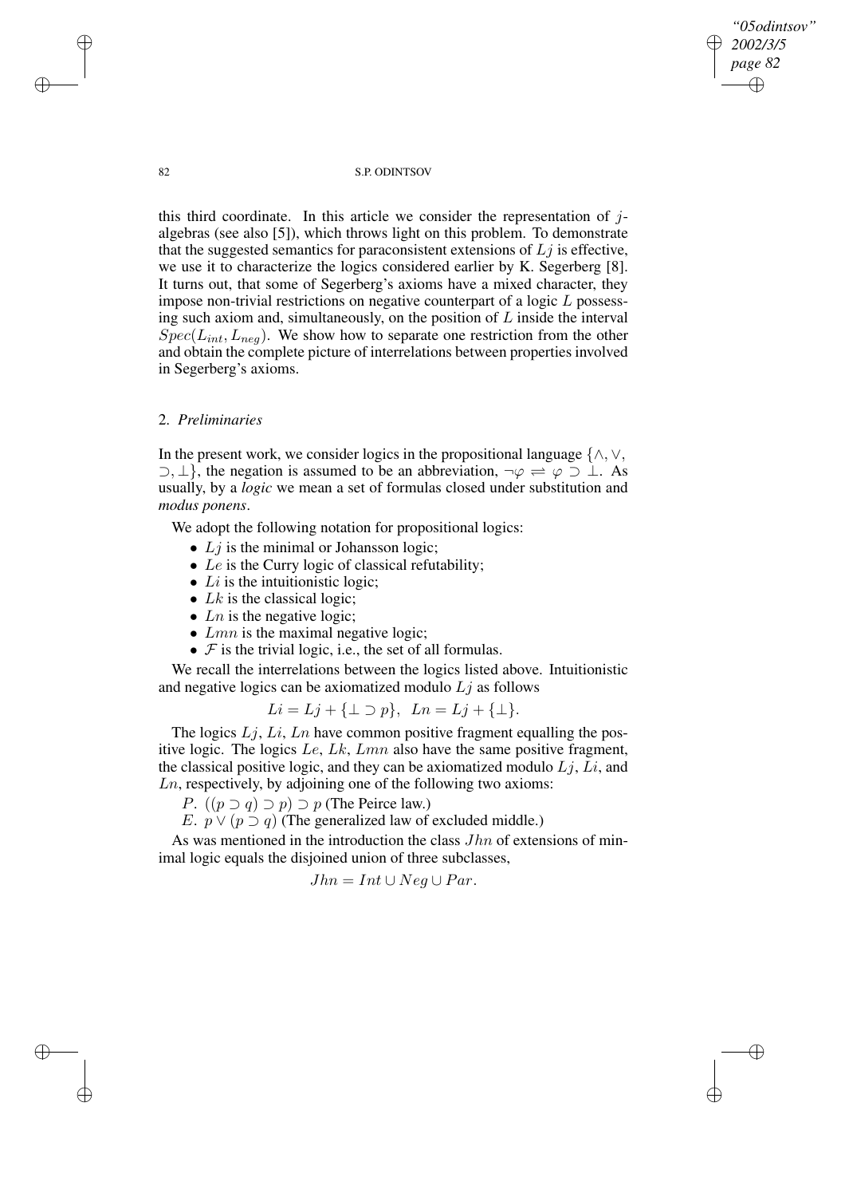this third coordinate. In this article we consider the representation of $j$-algebras (see also [5]), which throws light on this problem. To demonstrate that the suggested semantics for paraconsistent extensions of $Lj$ is effective, we use it to characterize the logics considered earlier by K. Segerberg [8]. It turns out, that some of Segerberg's axioms have a mixed character, they impose non-trivial restrictions on negative counterpart of a logic $L$ possessing such axiom and, simultaneously, on the position of $L$ inside the interval $Spec(L_{int}, L_{neg})$. We show how to separate one restriction from the other and obtain the complete picture of interrelations between properties involved in Segerberg's axioms.

## 2. *Preliminaries*

In the present work, we consider logics in the propositional language $\{\wedge, \vee, \supset, \bot\}$, the negation is assumed to be an abbreviation, $\neg\varphi \rightleftharpoons \varphi \supset \bot$. As usually, by a *logic* we mean a set of formulas closed under substitution and *modus ponens*.

We adopt the following notation for propositional logics:

- $Lj$ is the minimal or Johansson logic;
- $Le$ is the Curry logic of classical refutability;
- $Li$ is the intuitionistic logic;
- $Lk$ is the classical logic;
- $Ln$ is the negative logic;
- $Lmn$ is the maximal negative logic;
- $\mathcal{F}$ is the trivial logic, i.e., the set of all formulas.

We recall the interrelations between the logics listed above. Intuitionistic and negative logics can be axiomatized modulo $Lj$ as follows

$$Li = Lj + \{\bot \supset p\}, \;\; Ln = Lj + \{\bot\}.$$

The logics $Lj$, $Li$, $Ln$ have common positive fragment equalling the positive logic. The logics $Le$, $Lk$, $Lmn$ also have the same positive fragment, the classical positive logic, and they can be axiomatized modulo $Lj$, $Li$, and $Ln$, respectively, by adjoining one of the following two axioms:

$P$. $((p \supset q) \supset p) \supset p$ (The Peirce law.)

$E$. $p \vee (p \supset q)$ (The generalized law of excluded middle.)

As was mentioned in the introduction the class $Jhn$ of extensions of minimal logic equals the disjoined union of three subclasses,

$$Jhn = Int \cup Neg \cup Par.$$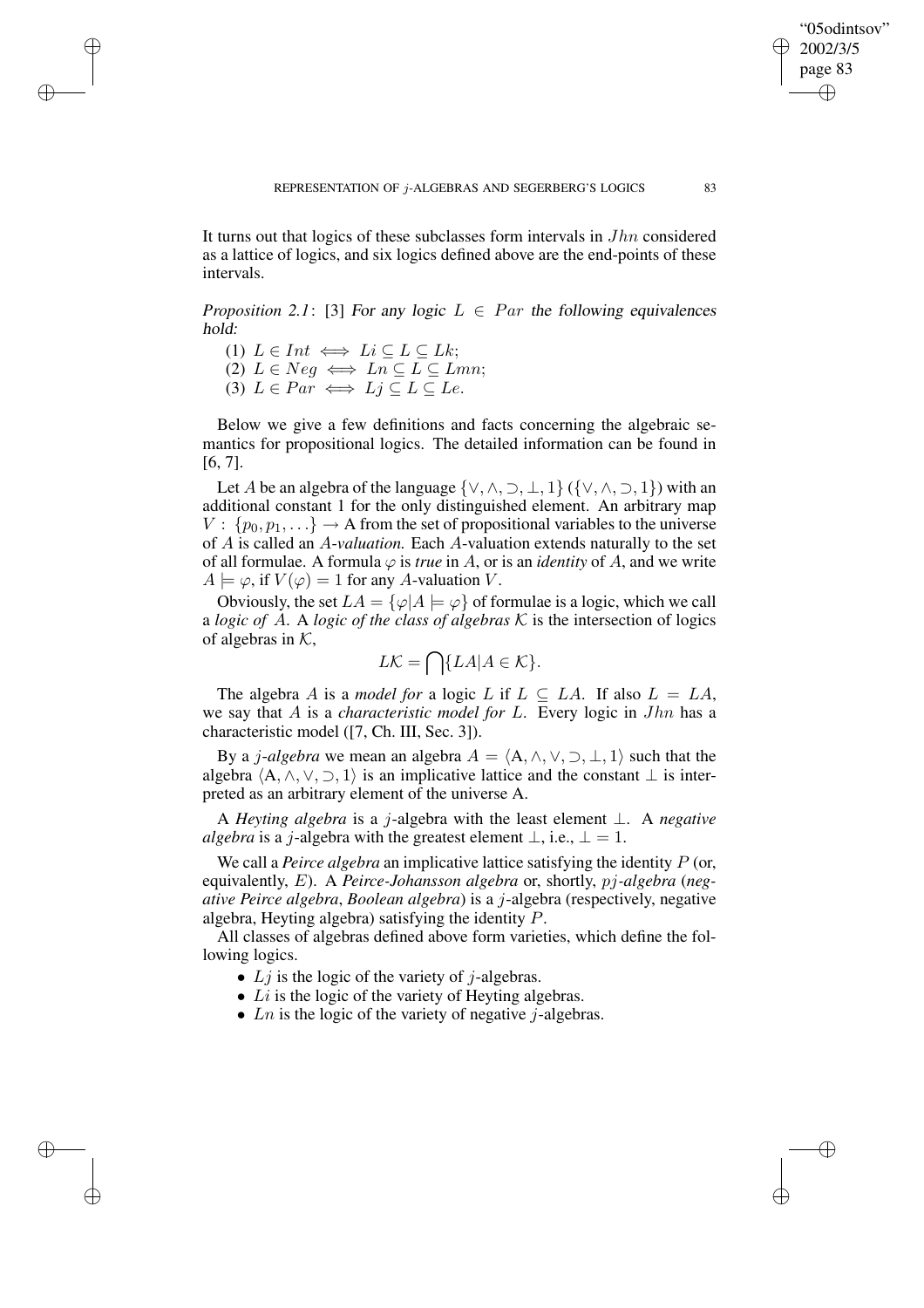It turns out that logics of these subclasses form intervals in $Jhn$ considered as a lattice of logics, and six logics defined above are the end-points of these intervals.

*Proposition 2.1*: [3] *For any logic $L \in Par$ the following equivalences hold:*

(1) $L \in Int \iff Li \subseteq L \subseteq Lk$;
(2) $L \in Neg \iff Ln \subseteq L \subseteq Lmn$;
(3) $L \in Par \iff Lj \subseteq L \subseteq Le$.

Below we give a few definitions and facts concerning the algebraic semantics for propositional logics. The detailed information can be found in [6, 7].

Let $A$ be an algebra of the language $\{\vee, \wedge, \supset, \bot, 1\}$ ($\{\vee, \wedge, \supset, 1\}$) with an additional constant 1 for the only distinguished element. An arbitrary map $V : \{p_0, p_1, \ldots\} \to \mathrm{A}$ from the set of propositional variables to the universe of $A$ is called an *$A$-valuation*. Each $A$-valuation extends naturally to the set of all formulae. A formula $\varphi$ is *true* in $A$, or is an *identity* of $A$, and we write $A \models \varphi$, if $V(\varphi) = 1$ for any $A$-valuation $V$.

Obviously, the set $LA = \{\varphi | A \models \varphi\}$ of formulae is a logic, which we call a *logic of $A$*. A *logic of the class of algebras $\mathcal{K}$* is the intersection of logics of algebras in $\mathcal{K}$,

$$L\mathcal{K} = \bigcap\{LA | A \in \mathcal{K}\}.$$

The algebra $A$ is a *model for* a logic $L$ if $L \subseteq LA$. If also $L = LA$, we say that $A$ is a *characteristic model for $L$*. Every logic in $Jhn$ has a characteristic model ([7, Ch. III, Sec. 3]).

By a *$j$-algebra* we mean an algebra $A = \langle \mathrm{A}, \wedge, \vee, \supset, \bot, 1\rangle$ such that the algebra $\langle \mathrm{A}, \wedge, \vee, \supset, 1\rangle$ is an implicative lattice and the constant $\bot$ is interpreted as an arbitrary element of the universe A.

A *Heyting algebra* is a $j$-algebra with the least element $\bot$. A *negative algebra* is a $j$-algebra with the greatest element $\bot$, i.e., $\bot = 1$.

We call a *Peirce algebra* an implicative lattice satisfying the identity $P$ (or, equivalently, $E$). A *Peirce-Johansson algebra* or, shortly, *$pj$-algebra* (*negative Peirce algebra*, *Boolean algebra*) is a $j$-algebra (respectively, negative algebra, Heyting algebra) satisfying the identity $P$.

All classes of algebras defined above form varieties, which define the following logics.

- $Lj$ is the logic of the variety of $j$-algebras.
- $Li$ is the logic of the variety of Heyting algebras.
- $Ln$ is the logic of the variety of negative $j$-algebras.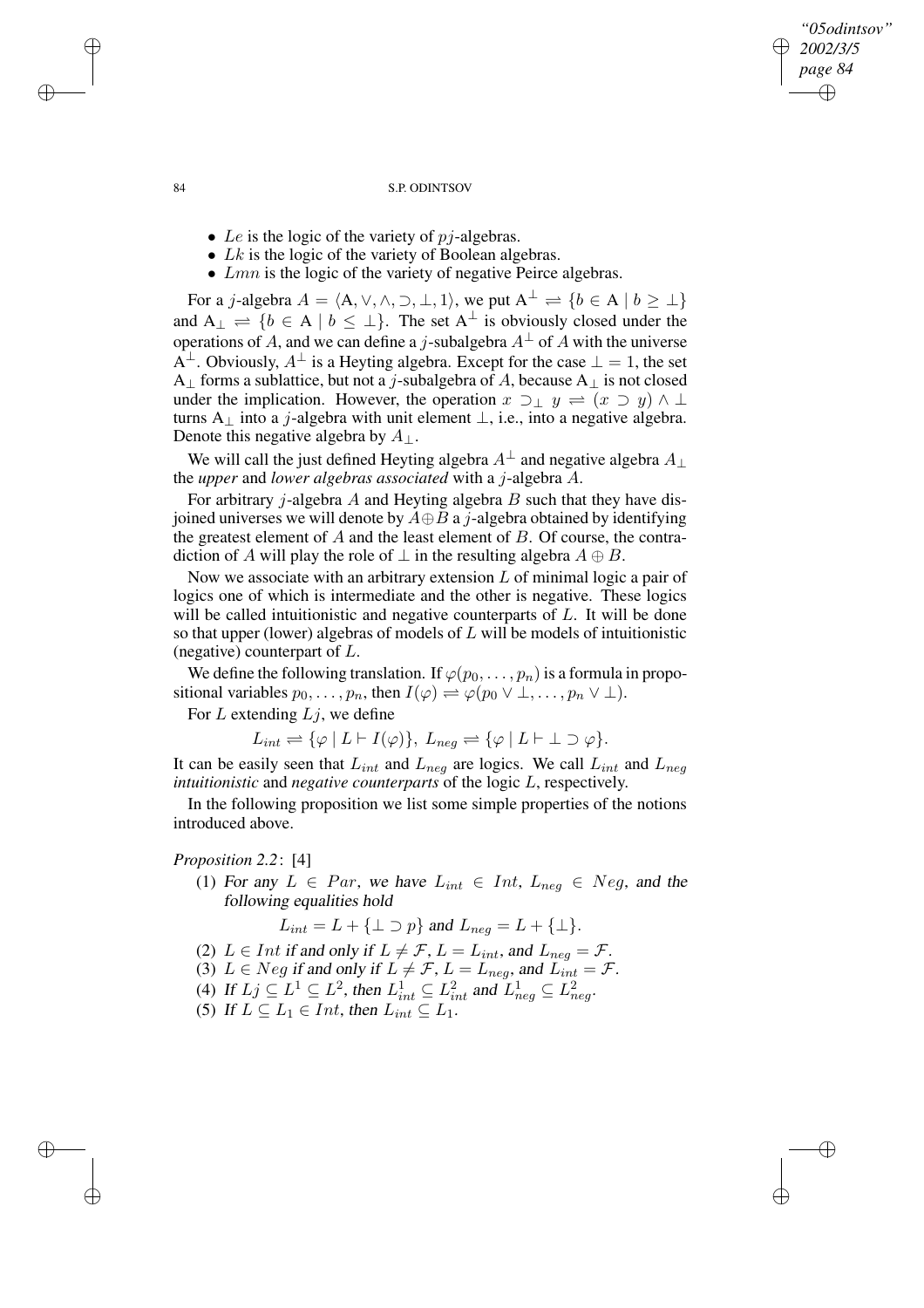- $Le$ is the logic of the variety of $pj$-algebras.
- $Lk$ is the logic of the variety of Boolean algebras.
- $Lmn$ is the logic of the variety of negative Peirce algebras.

For a $j$-algebra $A = \langle \mathrm{A}, \vee, \wedge, \supset, \bot, 1\rangle$, we put $\mathrm{A}^{\bot} \rightleftharpoons \{b \in \mathrm{A} \mid b \geq \bot\}$ and $\mathrm{A}_{\bot} \rightleftharpoons \{b \in \mathrm{A} \mid b \leq \bot\}$. The set $\mathrm{A}^{\bot}$ is obviously closed under the operations of $A$, and we can define a $j$-subalgebra $A^{\bot}$ of $A$ with the universe $\mathrm{A}^{\bot}$. Obviously, $A^{\bot}$ is a Heyting algebra. Except for the case $\bot = 1$, the set $\mathrm{A}_{\bot}$ forms a sublattice, but not a $j$-subalgebra of $A$, because $\mathrm{A}_{\bot}$ is not closed under the implication. However, the operation $x \supset_{\bot} y \rightleftharpoons (x \supset y) \wedge \bot$ turns $\mathrm{A}_{\bot}$ into a $j$-algebra with unit element $\bot$, i.e., into a negative algebra. Denote this negative algebra by $A_{\bot}$.

We will call the just defined Heyting algebra $A^{\bot}$ and negative algebra $A_{\bot}$ the *upper* and *lower algebras associated* with a $j$-algebra $A$.

For arbitrary $j$-algebra $A$ and Heyting algebra $B$ such that they have disjoined universes we will denote by $A \oplus B$ a $j$-algebra obtained by identifying the greatest element of $A$ and the least element of $B$. Of course, the contradiction of $A$ will play the role of $\bot$ in the resulting algebra $A \oplus B$.

Now we associate with an arbitrary extension $L$ of minimal logic a pair of logics one of which is intermediate and the other is negative. These logics will be called intuitionistic and negative counterparts of $L$. It will be done so that upper (lower) algebras of models of $L$ will be models of intuitionistic (negative) counterpart of $L$.

We define the following translation. If $\varphi(p_0, \dots, p_n)$ is a formula in propositional variables $p_0, \dots, p_n$, then $I(\varphi) \rightleftharpoons \varphi(p_0 \vee \bot, \dots, p_n \vee \bot)$.

For $L$ extending $Lj$, we define

$$L_{int} \rightleftharpoons \{\varphi \mid L \vdash I(\varphi)\},\ L_{neg} \rightleftharpoons \{\varphi \mid L \vdash \bot \supset \varphi\}.$$

It can be easily seen that $L_{int}$ and $L_{neg}$ are logics. We call $L_{int}$ and $L_{neg}$ *intuitionistic* and *negative counterparts* of the logic $L$, respectively.

In the following proposition we list some simple properties of the notions introduced above.

*Proposition 2.2*: [4]

(1) For any $L \in Par$, we have $L_{int} \in Int$, $L_{neg} \in Neg$, and the following equalities hold

$$L_{int} = L + \{\bot \supset p\} \text{ and } L_{neg} = L + \{\bot\}.$$

(2) $L \in Int$ if and only if $L \neq \mathcal{F}$, $L = L_{int}$, and $L_{neg} = \mathcal{F}$.

(3) $L \in Neg$ if and only if $L \neq \mathcal{F}$, $L = L_{neg}$, and $L_{int} = \mathcal{F}$.

(4) If $Lj \subseteq L^1 \subseteq L^2$, then $L^1_{int} \subseteq L^2_{int}$ and $L^1_{neg} \subseteq L^2_{neg}$.

(5) If $L \subseteq L_1 \in Int$, then $L_{int} \subseteq L_1$.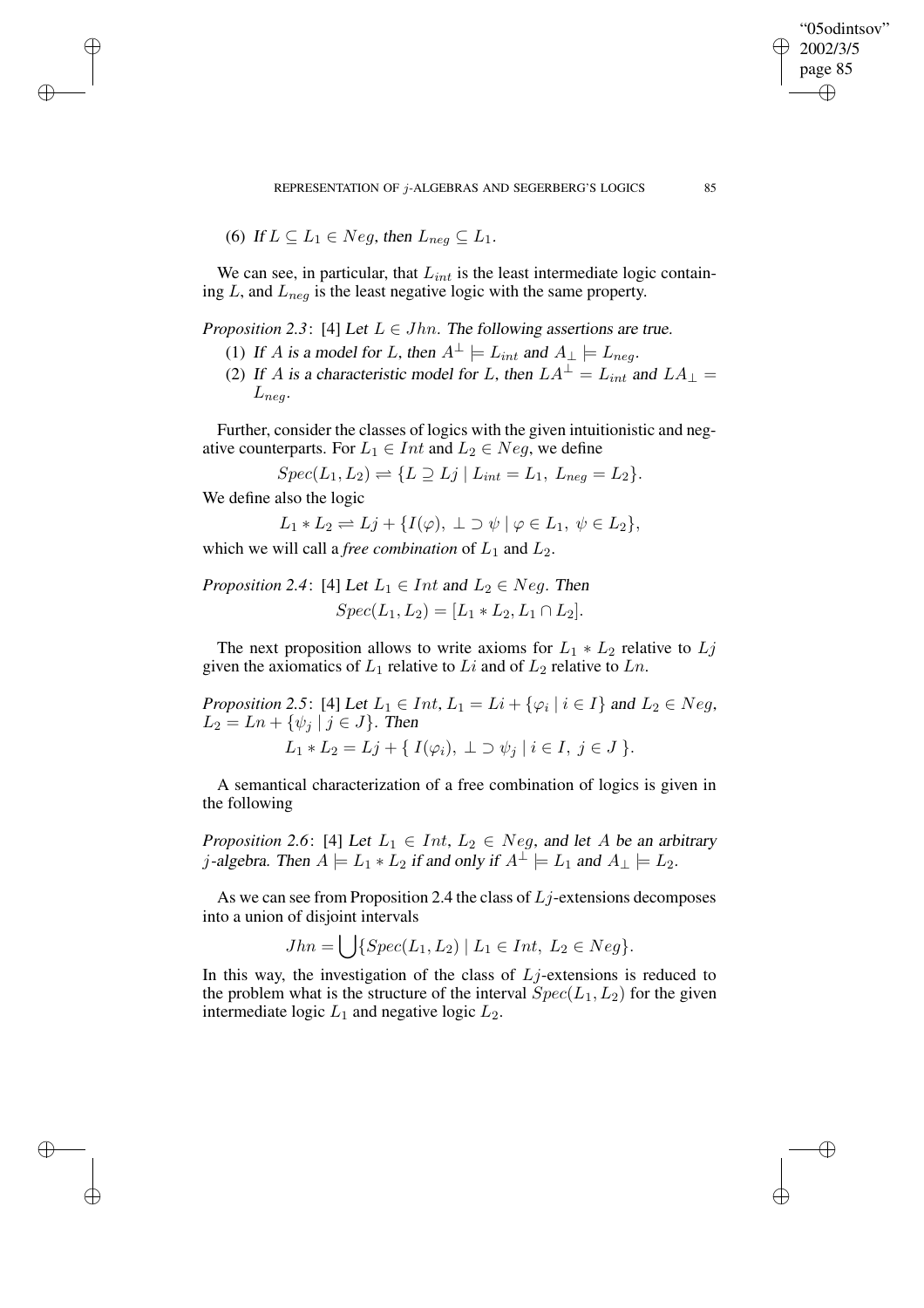(6) *If* $L \subseteq L_1 \in Neg$*, then* $L_{neg} \subseteq L_1$.

We can see, in particular, that $L_{int}$ is the least intermediate logic containing $L$, and $L_{neg}$ is the least negative logic with the same property.

*Proposition 2.3*: [4] *Let* $L \in Jhn$*. The following assertions are true.*

(1) *If* $A$ *is a model for* $L$*, then* $A^{\perp} \models L_{int}$ *and* $A_{\perp} \models L_{neg}$.

(2) *If* $A$ *is a characteristic model for* $L$*, then* $LA^{\perp} = L_{int}$ *and* $LA_{\perp} = L_{neg}$.

Further, consider the classes of logics with the given intuitionistic and negative counterparts. For $L_1 \in Int$ and $L_2 \in Neg$, we define

$$Spec(L_1, L_2) \rightleftharpoons \{L \supseteq Lj \mid L_{int} = L_1,\ L_{neg} = L_2\}.$$

We define also the logic

$$L_1 * L_2 \rightleftharpoons Lj + \{I(\varphi),\ \bot \supset \psi \mid \varphi \in L_1,\ \psi \in L_2\},$$

which we will call a *free combination* of $L_1$ and $L_2$.

*Proposition 2.4*: [4] *Let* $L_1 \in Int$ *and* $L_2 \in Neg$*. Then*

$$Spec(L_1, L_2) = [L_1 * L_2, L_1 \cap L_2].$$

The next proposition allows to write axioms for $L_1 * L_2$ relative to $Lj$ given the axiomatics of $L_1$ relative to $Li$ and of $L_2$ relative to $Ln$.

*Proposition 2.5*: [4] *Let* $L_1 \in Int$, $L_1 = Li + \{\varphi_i \mid i \in I\}$ *and* $L_2 \in Neg$, $L_2 = Ln + \{\psi_j \mid j \in J\}$*. Then*

$$L_1 * L_2 = Lj + \{\ I(\varphi_i),\ \bot \supset \psi_j \mid i \in I,\ j \in J\ \}.$$

A semantical characterization of a free combination of logics is given in the following

*Proposition 2.6*: [4] *Let* $L_1 \in Int$, $L_2 \in Neg$*, and let* $A$ *be an arbitrary* $j$*-algebra. Then* $A \models L_1 * L_2$ *if and only if* $A^{\perp} \models L_1$ *and* $A_{\perp} \models L_2$.

As we can see from Proposition 2.4 the class of $Lj$-extensions decomposes into a union of disjoint intervals

$$Jhn = \bigcup\{Spec(L_1, L_2) \mid L_1 \in Int,\ L_2 \in Neg\}.$$

In this way, the investigation of the class of $Lj$-extensions is reduced to the problem what is the structure of the interval $Spec(L_1, L_2)$ for the given intermediate logic $L_1$ and negative logic $L_2$.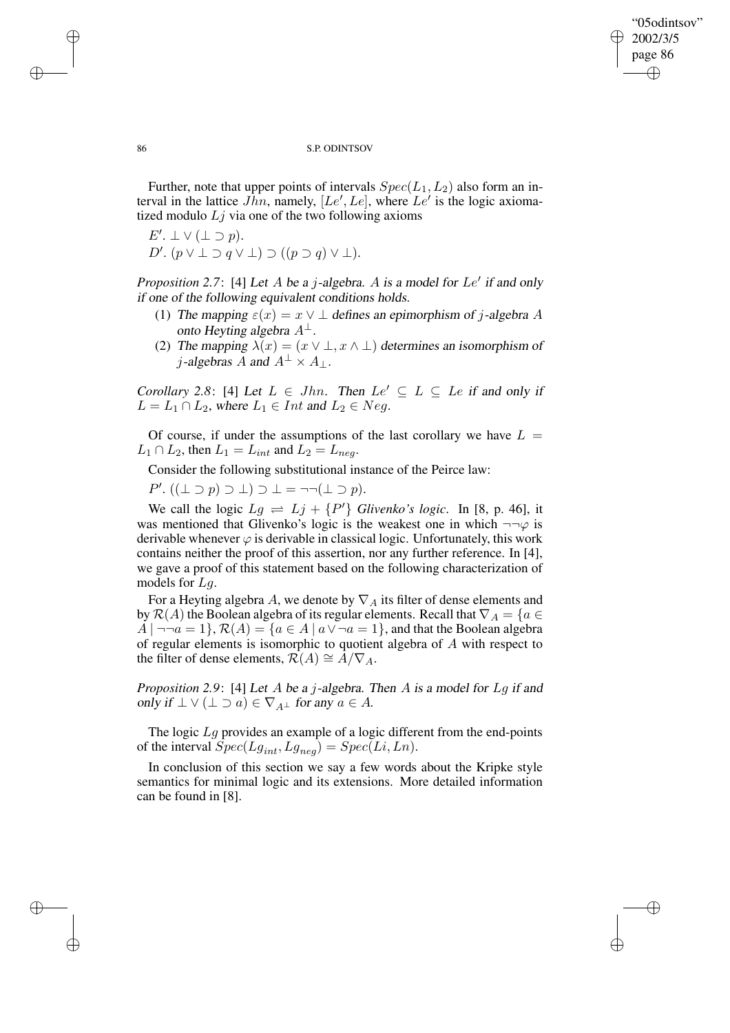Further, note that upper points of intervals $Spec(L_1, L_2)$ also form an interval in the lattice $Jhn$, namely, $[Le', Le]$, where $Le'$ is the logic axiomatized modulo $Lj$ via one of the two following axioms

$E'$. $\bot \vee (\bot \supset p)$.
$D'$. $(p \vee \bot \supset q \vee \bot) \supset ((p \supset q) \vee \bot)$.

*Proposition 2.7*: [4] Let $A$ be a $j$-algebra. $A$ is a model for $Le'$ if and only if one of the following equivalent conditions holds.

1. The mapping $\varepsilon(x) = x \vee \bot$ defines an epimorphism of $j$-algebra $A$ onto Heyting algebra $A^{\bot}$.
2. The mapping $\lambda(x) = (x \vee \bot, x \wedge \bot)$ determines an isomorphism of $j$-algebras $A$ and $A^{\bot} \times A_{\bot}$.

*Corollary 2.8*: [4] Let $L \in Jhn$. Then $Le' \subseteq L \subseteq Le$ if and only if $L = L_1 \cap L_2$, where $L_1 \in Int$ and $L_2 \in Neg$.

Of course, if under the assumptions of the last corollary we have $L = L_1 \cap L_2$, then $L_1 = L_{int}$ and $L_2 = L_{neg}$.

Consider the following substitutional instance of the Peirce law:

$P'$. $((\bot \supset p) \supset \bot) \supset \bot = \neg\neg(\bot \supset p)$.

We call the logic $Lg \rightleftharpoons Lj + \{P'\}$ *Glivenko's logic*. In [8, p. 46], it was mentioned that Glivenko's logic is the weakest one in which $\neg\neg\varphi$ is derivable whenever $\varphi$ is derivable in classical logic. Unfortunately, this work contains neither the proof of this assertion, nor any further reference. In [4], we gave a proof of this statement based on the following characterization of models for $Lg$.

For a Heyting algebra $A$, we denote by $\nabla_A$ its filter of dense elements and by $\mathcal{R}(A)$ the Boolean algebra of its regular elements. Recall that $\nabla_A = \{a \in A \mid \neg\neg a = 1\}$, $\mathcal{R}(A) = \{a \in A \mid a \vee \neg a = 1\}$, and that the Boolean algebra of regular elements is isomorphic to quotient algebra of $A$ with respect to the filter of dense elements, $\mathcal{R}(A) \cong A/\nabla_A$.

*Proposition 2.9*: [4] Let $A$ be a $j$-algebra. Then $A$ is a model for $Lg$ if and only if $\bot \vee (\bot \supset a) \in \nabla_{A^{\bot}}$ for any $a \in A$.

The logic $Lg$ provides an example of a logic different from the end-points of the interval $Spec(Lg_{int}, Lg_{neg}) = Spec(Li, Ln)$.

In conclusion of this section we say a few words about the Kripke style semantics for minimal logic and its extensions. More detailed information can be found in [8].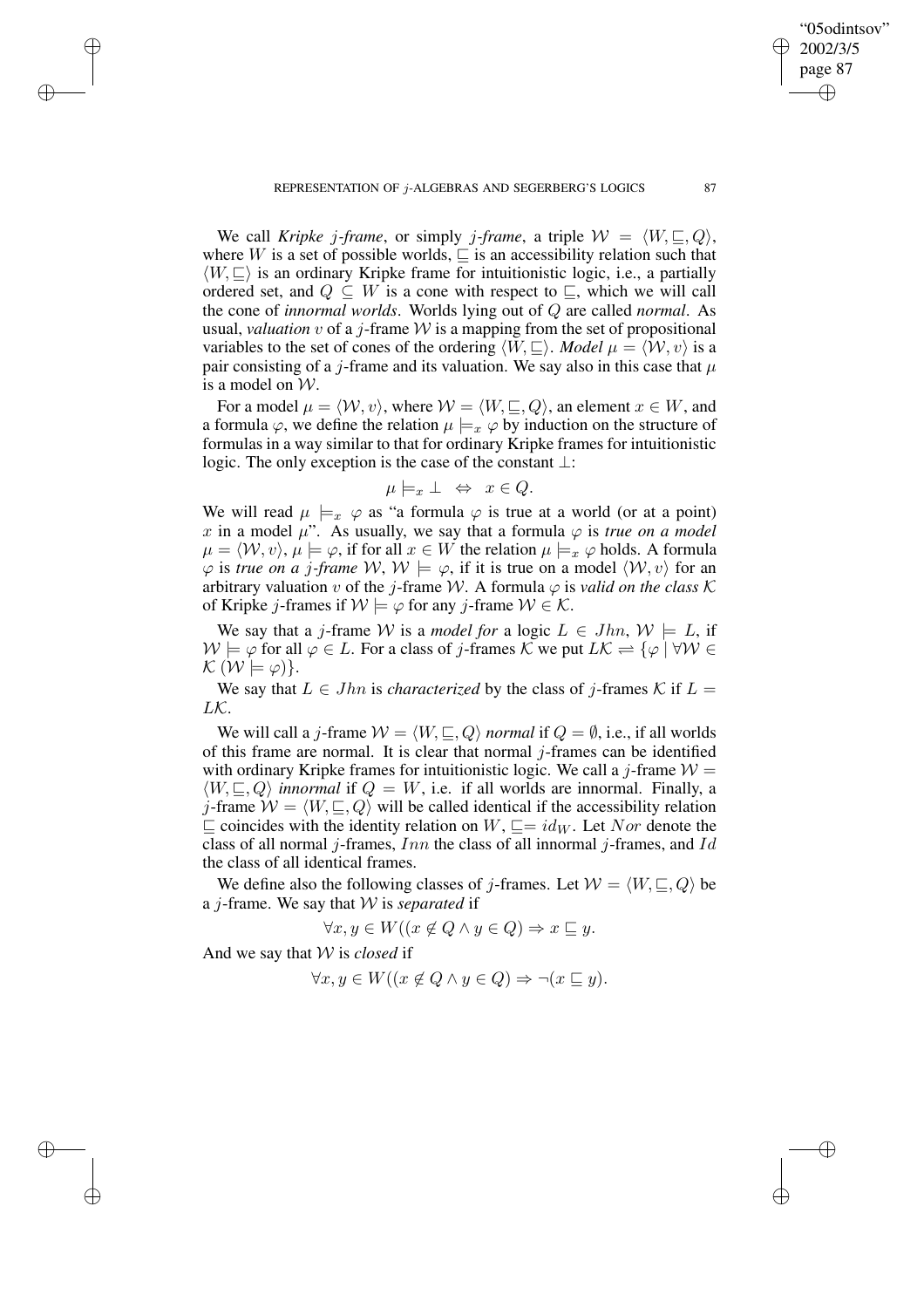We call *Kripke $j$-frame*, or simply *$j$-frame*, a triple $\mathcal{W} = \langle W, \sqsubseteq, Q\rangle$, where $W$ is a set of possible worlds, $\sqsubseteq$ is an accessibility relation such that $\langle W, \sqsubseteq\rangle$ is an ordinary Kripke frame for intuitionistic logic, i.e., a partially ordered set, and $Q \subseteq W$ is a cone with respect to $\sqsubseteq$, which we will call the cone of *innormal worlds*. Worlds lying out of $Q$ are called *normal*. As usual, *valuation* $v$ of a $j$-frame $\mathcal{W}$ is a mapping from the set of propositional variables to the set of cones of the ordering $\langle W, \sqsubseteq\rangle$. *Model* $\mu = \langle \mathcal{W}, v\rangle$ is a pair consisting of a $j$-frame and its valuation. We say also in this case that $\mu$ is a model on $\mathcal{W}$.

For a model $\mu = \langle \mathcal{W}, v\rangle$, where $\mathcal{W} = \langle W, \sqsubseteq, Q\rangle$, an element $x \in W$, and a formula $\varphi$, we define the relation $\mu \models_x \varphi$ by induction on the structure of formulas in a way similar to that for ordinary Kripke frames for intuitionistic logic. The only exception is the case of the constant $\bot$:

$$\mu \models_x \bot \;\;\Leftrightarrow\;\; x \in Q.$$

We will read $\mu \models_x \varphi$ as "a formula $\varphi$ is true at a world (or at a point) $x$ in a model $\mu$". As usually, we say that a formula $\varphi$ is *true on a model* $\mu = \langle \mathcal{W}, v\rangle$, $\mu \models \varphi$, if for all $x \in W$ the relation $\mu \models_x \varphi$ holds. A formula $\varphi$ is *true on a $j$-frame* $\mathcal{W}$, $\mathcal{W} \models \varphi$, if it is true on a model $\langle \mathcal{W}, v\rangle$ for an arbitrary valuation $v$ of the $j$-frame $\mathcal{W}$. A formula $\varphi$ is *valid on the class* $\mathcal{K}$ of Kripke $j$-frames if $\mathcal{W} \models \varphi$ for any $j$-frame $\mathcal{W} \in \mathcal{K}$.

We say that a $j$-frame $\mathcal{W}$ is a *model for* a logic $L \in Jhn$, $\mathcal{W} \models L$, if $\mathcal{W} \models \varphi$ for all $\varphi \in L$. For a class of $j$-frames $\mathcal{K}$ we put $L\mathcal{K} \rightleftharpoons \{\varphi \mid \forall \mathcal{W} \in \mathcal{K}\, (\mathcal{W} \models \varphi)\}$.

We say that $L \in Jhn$ is *characterized* by the class of $j$-frames $\mathcal{K}$ if $L = L\mathcal{K}$.

We will call a $j$-frame $\mathcal{W} = \langle W, \sqsubseteq, Q\rangle$ *normal* if $Q = \emptyset$, i.e., if all worlds of this frame are normal. It is clear that normal $j$-frames can be identified with ordinary Kripke frames for intuitionistic logic. We call a $j$-frame $\mathcal{W} = \langle W, \sqsubseteq, Q\rangle$ *innormal* if $Q = W$, i.e. if all worlds are innormal. Finally, a $j$-frame $\mathcal{W} = \langle W, \sqsubseteq, Q\rangle$ will be called identical if the accessibility relation $\sqsubseteq$ coincides with the identity relation on $W$, $\sqsubseteq = id_W$. Let $Nor$ denote the class of all normal $j$-frames, $Inn$ the class of all innormal $j$-frames, and $Id$ the class of all identical frames.

We define also the following classes of $j$-frames. Let $\mathcal{W} = \langle W, \sqsubseteq, Q\rangle$ be a $j$-frame. We say that $\mathcal{W}$ is *separated* if

$$\forall x, y \in W((x \notin Q \wedge y \in Q) \Rightarrow x \sqsubseteq y.$$

And we say that $\mathcal{W}$ is *closed* if

$$\forall x, y \in W((x \notin Q \wedge y \in Q) \Rightarrow \neg(x \sqsubseteq y).$$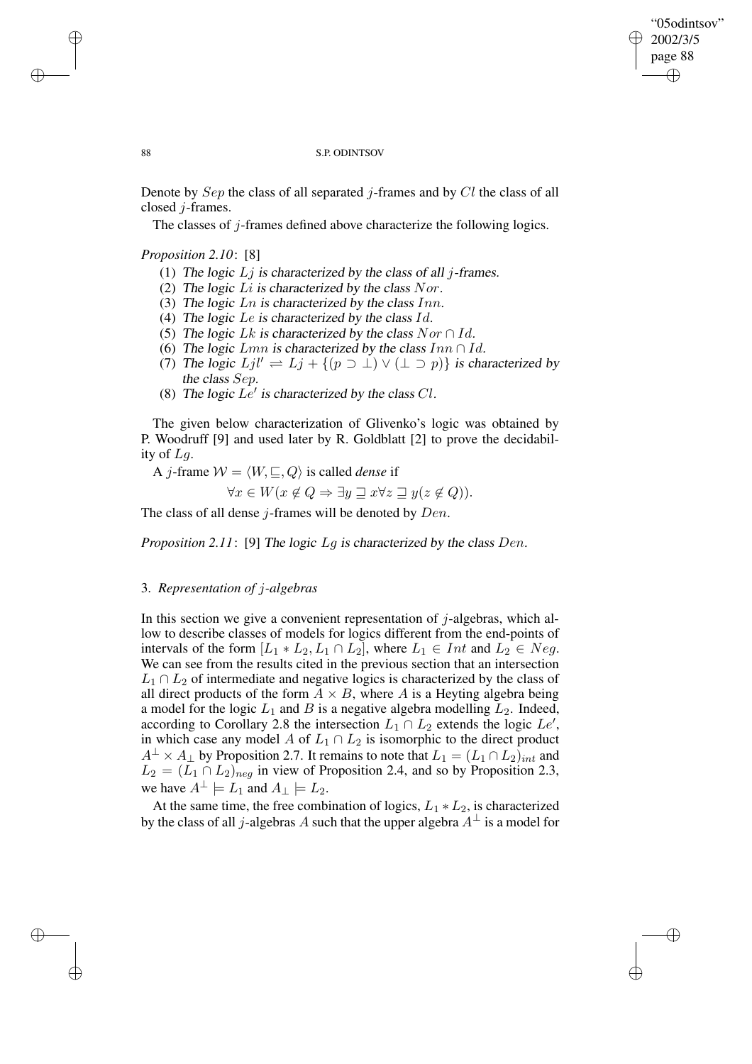Denote by $Sep$ the class of all separated $j$-frames and by $Cl$ the class of all closed $j$-frames.

The classes of $j$-frames defined above characterize the following logics.

*Proposition 2.10*: [8]

1. The logic $Lj$ is characterized by the class of all $j$-frames.
2. The logic $Li$ is characterized by the class $Nor$.
3. The logic $Ln$ is characterized by the class $Inn$.
4. The logic $Le$ is characterized by the class $Id$.
5. The logic $Lk$ is characterized by the class $Nor \cap Id$.
6. The logic $Lmn$ is characterized by the class $Inn \cap Id$.
7. The logic $Ljl' \rightleftharpoons Lj + \{(p \supset \bot) \vee (\bot \supset p)\}$ is characterized by the class $Sep$.
8. The logic $Le'$ is characterized by the class $Cl$.

The given below characterization of Glivenko's logic was obtained by P. Woodruff [9] and used later by R. Goldblatt [2] to prove the decidability of $Lg$.

A $j$-frame $\mathcal{W} = \langle W, \sqsubseteq, Q \rangle$ is called *dense* if

$$\forall x \in W (x \notin Q \Rightarrow \exists y \sqsupseteq x \forall z \sqsupseteq y (z \notin Q)).$$

The class of all dense $j$-frames will be denoted by $Den$.

*Proposition 2.11*: [9] The logic $Lg$ is characterized by the class $Den$.

## 3. *Representation of j-algebras*

In this section we give a convenient representation of $j$-algebras, which allow to describe classes of models for logics different from the end-points of intervals of the form $[L_1 * L_2, L_1 \cap L_2]$, where $L_1 \in Int$ and $L_2 \in Neg$. We can see from the results cited in the previous section that an intersection $L_1 \cap L_2$ of intermediate and negative logics is characterized by the class of all direct products of the form $A \times B$, where $A$ is a Heyting algebra being a model for the logic $L_1$ and $B$ is a negative algebra modelling $L_2$. Indeed, according to Corollary 2.8 the intersection $L_1 \cap L_2$ extends the logic $Le'$, in which case any model $A$ of $L_1 \cap L_2$ is isomorphic to the direct product $A^{\perp} \times A_{\perp}$ by Proposition 2.7. It remains to note that $L_1 = (L_1 \cap L_2)_{int}$ and $L_2 = (L_1 \cap L_2)_{neg}$ in view of Proposition 2.4, and so by Proposition 2.3, we have $A^{\perp} \models L_1$ and $A_{\perp} \models L_2$.

At the same time, the free combination of logics, $L_1 * L_2$, is characterized by the class of all $j$-algebras $A$ such that the upper algebra $A^{\perp}$ is a model for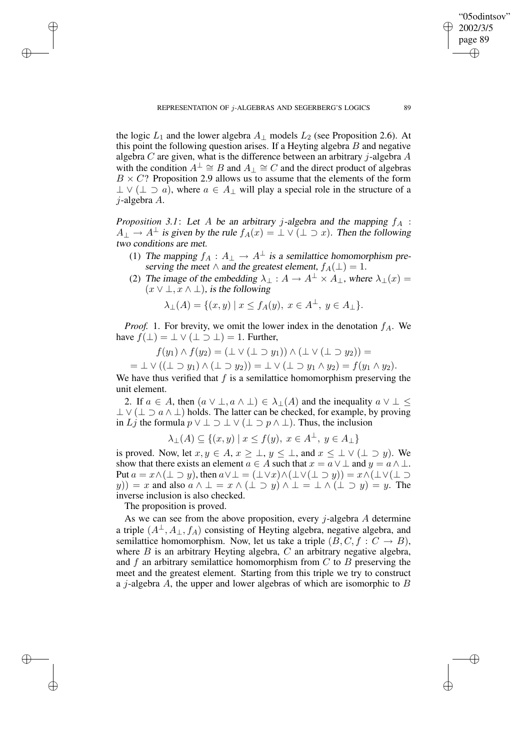the logic $L_1$ and the lower algebra $A_\perp$ models $L_2$ (see Proposition 2.6). At this point the following question arises. If a Heyting algebra $B$ and negative algebra $C$ are given, what is the difference between an arbitrary $j$-algebra $A$ with the condition $A^\perp \cong B$ and $A_\perp \cong C$ and the direct product of algebras $B \times C$? Proposition 2.9 allows us to assume that the elements of the form $\perp \vee (\perp \supset a)$, where $a \in A_\perp$ will play a special role in the structure of a $j$-algebra $A$.

*Proposition 3.1*: *Let $A$ be an arbitrary $j$-algebra and the mapping $f_A : A_\perp \to A^\perp$ is given by the rule $f_A(x) = \perp \vee (\perp \supset x)$. Then the following two conditions are met.*

1. *The mapping $f_A : A_\perp \to A^\perp$ is a semilattice homomorphism preserving the meet $\wedge$ and the greatest element, $f_A(\perp) = 1$.*
2. *The image of the embedding $\lambda_\perp : A \to A^\perp \times A_\perp$, where $\lambda_\perp(x) = (x \vee \perp, x \wedge \perp)$, is the following*

$$\lambda_\perp(A) = \{(x, y) \mid x \leq f_A(y),\ x \in A^\perp,\ y \in A_\perp\}.$$

*Proof.* 1. For brevity, we omit the lower index in the denotation $f_A$. We have $f(\perp) = \perp \vee (\perp \supset \perp) = 1$. Further,

$$f(y_1) \wedge f(y_2) = (\perp \vee (\perp \supset y_1)) \wedge (\perp \vee (\perp \supset y_2)) =$$

$$= \perp \vee ((\perp \supset y_1) \wedge (\perp \supset y_2)) = \perp \vee (\perp \supset y_1 \wedge y_2) = f(y_1 \wedge y_2).$$

We have thus verified that $f$ is a semilattice homomorphism preserving the unit element.

2. If $a \in A$, then $(a \vee \perp, a \wedge \perp) \in \lambda_\perp(A)$ and the inequality $a \vee \perp \leq \perp \vee (\perp \supset a \wedge \perp)$ holds. The latter can be checked, for example, by proving in $Lj$ the formula $p \vee \perp \supset \perp \vee (\perp \supset p \wedge \perp)$. Thus, the inclusion

$$\lambda_\perp(A) \subseteq \{(x, y) \mid x \leq f(y),\ x \in A^\perp,\ y \in A_\perp\}$$

is proved. Now, let $x, y \in A$, $x \geq \perp$, $y \leq \perp$, and $x \leq \perp \vee (\perp \supset y)$. We show that there exists an element $a \in A$ such that $x = a \vee \perp$ and $y = a \wedge \perp$. Put $a = x \wedge (\perp \supset y)$, then $a \vee \perp = (\perp \vee x) \wedge (\perp \vee (\perp \supset y)) = x \wedge (\perp \vee (\perp \supset y)) = x$ and also $a \wedge \perp = x \wedge (\perp \supset y) \wedge \perp = \perp \wedge (\perp \supset y) = y$. The inverse inclusion is also checked.

The proposition is proved.

As we can see from the above proposition, every $j$-algebra $A$ determine a triple $(A^\perp, A_\perp, f_A)$ consisting of Heyting algebra, negative algebra, and semilattice homomorphism. Now, let us take a triple $(B, C, f : C \to B)$, where $B$ is an arbitrary Heyting algebra, $C$ an arbitrary negative algebra, and $f$ an arbitrary semilattice homomorphism from $C$ to $B$ preserving the meet and the greatest element. Starting from this triple we try to construct a $j$-algebra $A$, the upper and lower algebras of which are isomorphic to $B$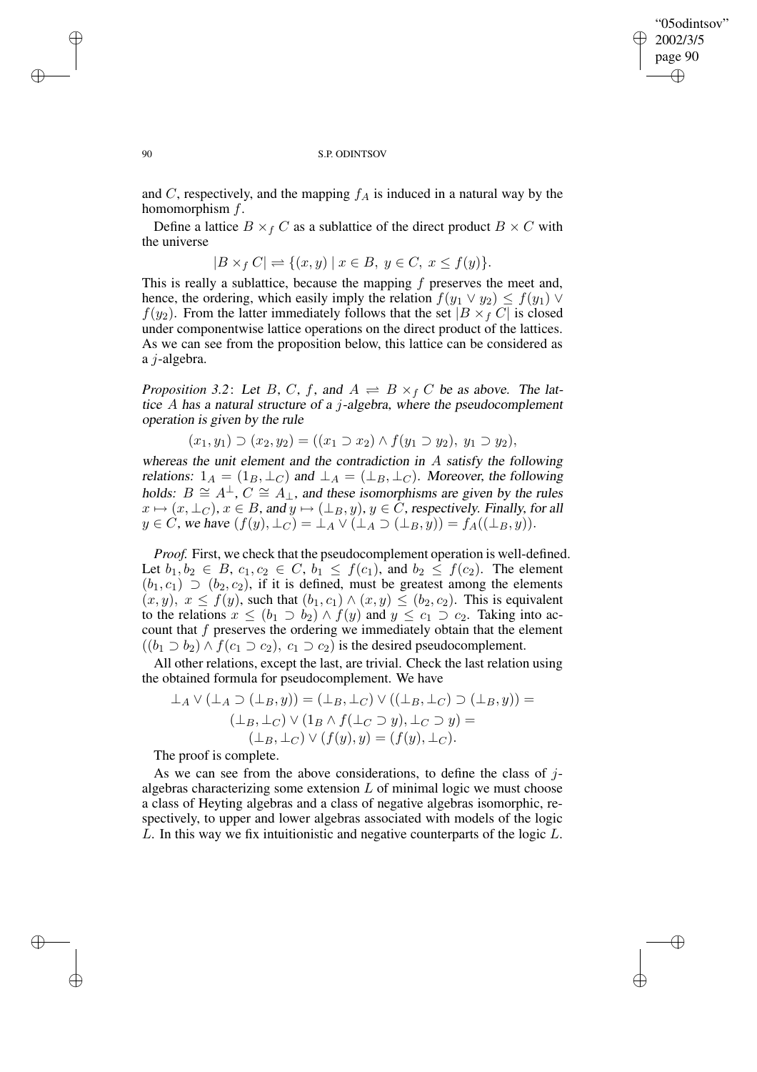and $C$, respectively, and the mapping $f_A$ is induced in a natural way by the homomorphism $f$.

Define a lattice $B \times_f C$ as a sublattice of the direct product $B \times C$ with the universe

$$|B \times_f C| \rightleftharpoons \{(x, y) \mid x \in B,\ y \in C,\ x \leq f(y)\}.$$

This is really a sublattice, because the mapping $f$ preserves the meet and, hence, the ordering, which easily imply the relation $f(y_1 \vee y_2) \leq f(y_1) \vee f(y_2)$. From the latter immediately follows that the set $|B \times_f C|$ is closed under componentwise lattice operations on the direct product of the lattices. As we can see from the proposition below, this lattice can be considered as a $j$-algebra.

*Proposition 3.2*: *Let* $B$, $C$, $f$, *and* $A \rightleftharpoons B \times_f C$ *be as above. The lattice* $A$ *has a natural structure of a* $j$*-algebra, where the pseudocomplement operation is given by the rule*

$$(x_1, y_1) \supset (x_2, y_2) = ((x_1 \supset x_2) \wedge f(y_1 \supset y_2),\ y_1 \supset y_2),$$

*whereas the unit element and the contradiction in* $A$ *satisfy the following relations:* $1_A = (1_B, \bot_C)$ *and* $\bot_A = (\bot_B, \bot_C)$*. Moreover, the following holds:* $B \cong A^{\bot}$, $C \cong A_{\bot}$, *and these isomorphisms are given by the rules* $x \mapsto (x, \bot_C)$, $x \in B$, *and* $y \mapsto (\bot_B, y)$, $y \in C$, *respectively. Finally, for all* $y \in C$, *we have* $(f(y), \bot_C) = \bot_A \vee (\bot_A \supset (\bot_B, y)) = f_A((\bot_B, y))$.

*Proof.* First, we check that the pseudocomplement operation is well-defined. Let $b_1, b_2 \in B$, $c_1, c_2 \in C$, $b_1 \leq f(c_1)$, and $b_2 \leq f(c_2)$. The element $(b_1, c_1) \supset (b_2, c_2)$, if it is defined, must be greatest among the elements $(x, y)$, $x \leq f(y)$, such that $(b_1, c_1) \wedge (x, y) \leq (b_2, c_2)$. This is equivalent to the relations $x \leq (b_1 \supset b_2) \wedge f(y)$ and $y \leq c_1 \supset c_2$. Taking into account that $f$ preserves the ordering we immediately obtain that the element $((b_1 \supset b_2) \wedge f(c_1 \supset c_2),\ c_1 \supset c_2)$ is the desired pseudocomplement.

All other relations, except the last, are trivial. Check the last relation using the obtained formula for pseudocomplement. We have

$$\begin{gathered}\bot_A \vee (\bot_A \supset (\bot_B, y)) = (\bot_B, \bot_C) \vee ((\bot_B, \bot_C) \supset (\bot_B, y)) = \\ (\bot_B, \bot_C) \vee (1_B \wedge f(\bot_C \supset y), \bot_C \supset y) = \\ (\bot_B, \bot_C) \vee (f(y), y) = (f(y), \bot_C).\end{gathered}$$

The proof is complete.

As we can see from the above considerations, to define the class of $j$-algebras characterizing some extension $L$ of minimal logic we must choose a class of Heyting algebras and a class of negative algebras isomorphic, respectively, to upper and lower algebras associated with models of the logic $L$. In this way we fix intuitionistic and negative counterparts of the logic $L$.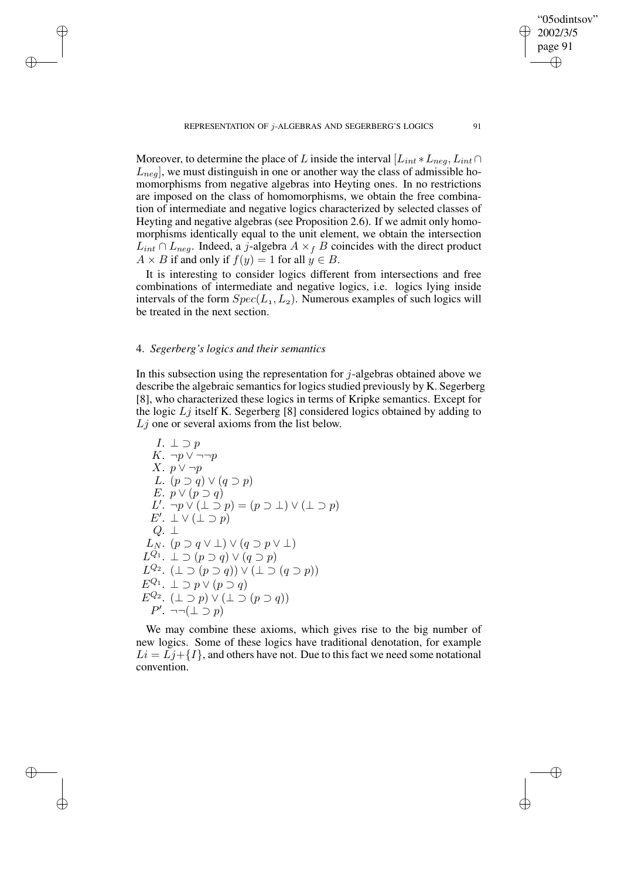Moreover, to determine the place of $L$ inside the interval $[L_{int} * L_{neg}, L_{int} \cap L_{neg}]$, we must distinguish in one or another way the class of admissible homomorphisms from negative algebras into Heyting ones. In no restrictions are imposed on the class of homomorphisms, we obtain the free combination of intermediate and negative logics characterized by selected classes of Heyting and negative algebras (see Proposition 2.6). If we admit only homomorphisms identically equal to the unit element, we obtain the intersection $L_{int} \cap L_{neg}$. Indeed, a $j$-algebra $A \times_f B$ coincides with the direct product $A \times B$ if and only if $f(y) = 1$ for all $y \in B$.

It is interesting to consider logics different from intersections and free combinations of intermediate and negative logics, i.e. logics lying inside intervals of the form $Spec(L_1, L_2)$. Numerous examples of such logics will be treated in the next section.

## 4. *Segerberg's logics and their semantics*

In this subsection using the representation for $j$-algebras obtained above we describe the algebraic semantics for logics studied previously by K. Segerberg [8], who characterized these logics in terms of Kripke semantics. Except for the logic $Lj$ itself K. Segerberg [8] considered logics obtained by adding to $Lj$ one or several axioms from the list below.

- $I.$ $\bot \supset p$
- $K.$ $\neg p \vee \neg\neg p$
- $X.$ $p \vee \neg p$
- $L.$ $(p \supset q) \vee (q \supset p)$
- $E.$ $p \vee (p \supset q)$
- $L'.$ $\neg p \vee (\bot \supset p) = (p \supset \bot) \vee (\bot \supset p)$
- $E'.$ $\bot \vee (\bot \supset p)$
- $Q.$ $\bot$
- $L_N.$ $(p \supset q \vee \bot) \vee (q \supset p \vee \bot)$
- $L^{Q_1}.$ $\bot \supset (p \supset q) \vee (q \supset p)$
- $L^{Q_2}.$ $(\bot \supset (p \supset q)) \vee (\bot \supset (q \supset p))$
- $E^{Q_1}.$ $\bot \supset p \vee (p \supset q)$
- $E^{Q_2}.$ $(\bot \supset p) \vee (\bot \supset (p \supset q))$
- $P'.$ $\neg\neg(\bot \supset p)$

We may combine these axioms, which gives rise to the big number of new logics. Some of these logics have traditional denotation, for example $Li = Lj + \{I\}$, and others have not. Due to this fact we need some notational convention.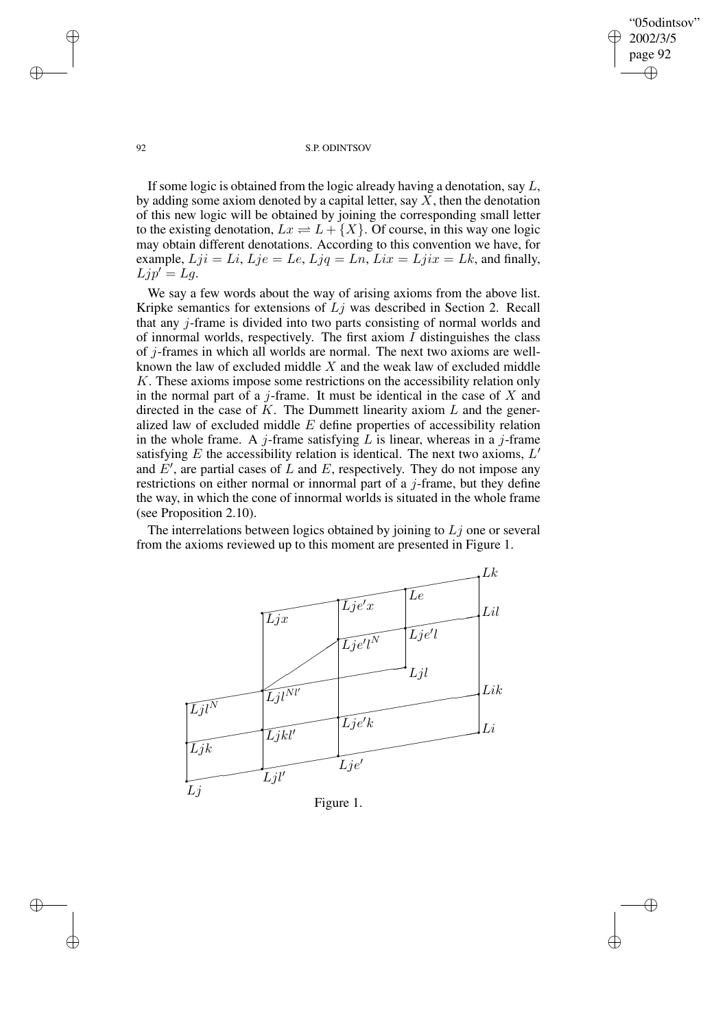If some logic is obtained from the logic already having a denotation, say $L$, by adding some axiom denoted by a capital letter, say $X$, then the denotation of this new logic will be obtained by joining the corresponding small letter to the existing denotation, $Lx \rightleftharpoons L + \{X\}$. Of course, in this way one logic may obtain different denotations. According to this convention we have, for example, $Lji = Li$, $Lje = Le$, $Ljq = Ln$, $Lix = Ljix = Lk$, and finally, $Ljp' = Lg$.

We say a few words about the way of arising axioms from the above list. Kripke semantics for extensions of $Lj$ was described in Section 2. Recall that any $j$-frame is divided into two parts consisting of normal worlds and of innormal worlds, respectively. The first axiom $I$ distinguishes the class of $j$-frames in which all worlds are normal. The next two axioms are well-known the law of excluded middle $X$ and the weak law of excluded middle $K$. These axioms impose some restrictions on the accessibility relation only in the normal part of a $j$-frame. It must be identical in the case of $X$ and directed in the case of $K$. The Dummett linearity axiom $L$ and the generalized law of excluded middle $E$ define properties of accessibility relation in the whole frame. A $j$-frame satisfying $L$ is linear, whereas in a $j$-frame satisfying $E$ the accessibility relation is identical. The next two axioms, $L'$ and $E'$, are partial cases of $L$ and $E$, respectively. They do not impose any restrictions on either normal or innormal part of a $j$-frame, but they define the way, in which the cone of innormal worlds is situated in the whole frame (see Proposition 2.10).

The interrelations between logics obtained by joining to $Lj$ one or several from the axioms reviewed up to this moment are presented in Figure 1.

Figure 1.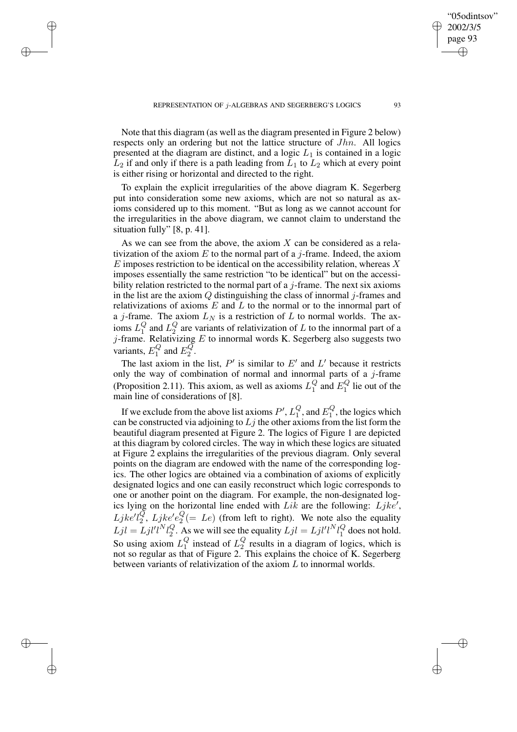Note that this diagram (as well as the diagram presented in Figure 2 below) respects only an ordering but not the lattice structure of $Jhn$. All logics presented at the diagram are distinct, and a logic $L_1$ is contained in a logic $L_2$ if and only if there is a path leading from $L_1$ to $L_2$ which at every point is either rising or horizontal and directed to the right.

To explain the explicit irregularities of the above diagram K. Segerberg put into consideration some new axioms, which are not so natural as axioms considered up to this moment. "But as long as we cannot account for the irregularities in the above diagram, we cannot claim to understand the situation fully" [8, p. 41].

As we can see from the above, the axiom $X$ can be considered as a relativization of the axiom $E$ to the normal part of a $j$-frame. Indeed, the axiom $E$ imposes restriction to be identical on the accessibility relation, whereas $X$ imposes essentially the same restriction "to be identical" but on the accessibility relation restricted to the normal part of a $j$-frame. The next six axioms in the list are the axiom $Q$ distinguishing the class of innormal $j$-frames and relativizations of axioms $E$ and $L$ to the normal or to the innormal part of a $j$-frame. The axiom $L_N$ is a restriction of $L$ to normal worlds. The axioms $L_1^Q$ and $L_2^Q$ are variants of relativization of $L$ to the innormal part of a $j$-frame. Relativizing $E$ to innormal words K. Segerberg also suggests two variants, $E_1^Q$ and $E_2^Q$.

The last axiom in the list, $P'$ is similar to $E'$ and $L'$ because it restricts only the way of combination of normal and innormal parts of a $j$-frame (Proposition 2.11). This axiom, as well as axioms $L_1^Q$ and $E_1^Q$ lie out of the main line of considerations of [8].

If we exclude from the above list axioms $P'$, $L_1^Q$, and $E_1^Q$, the logics which can be constructed via adjoining to $Lj$ the other axioms from the list form the beautiful diagram presented at Figure 2. The logics of Figure 1 are depicted at this diagram by colored circles. The way in which these logics are situated at Figure 2 explains the irregularities of the previous diagram. Only several points on the diagram are endowed with the name of the corresponding logics. The other logics are obtained via a combination of axioms of explicitly designated logics and one can easily reconstruct which logic corresponds to one or another point on the diagram. For example, the non-designated logics lying on the horizontal line ended with $Lik$ are the following: $Ljke'$, $Ljke'l_2^Q$, $Ljke'e_2^Q (= Le)$ (from left to right). We note also the equality $Ljl = Ljl'l^N l_2^Q$. As we will see the equality $Ljl = Ljl'l^N l_1^Q$ does not hold. So using axiom $L_1^Q$ instead of $L_2^Q$ results in a diagram of logics, which is not so regular as that of Figure 2. This explains the choice of K. Segerberg between variants of relativization of the axiom $L$ to innormal worlds.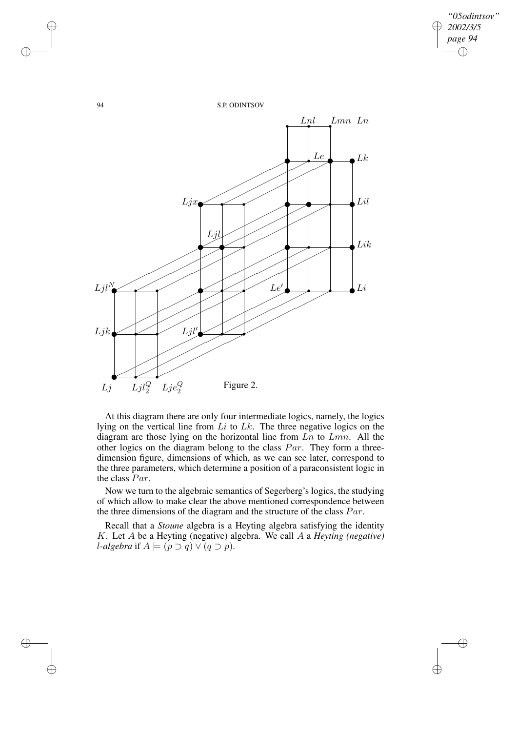Figure 2.

At this diagram there are only four intermediate logics, namely, the logics lying on the vertical line from $Li$ to $Lk$. The three negative logics on the diagram are those lying on the horizontal line from $Ln$ to $Lmn$. All the other logics on the diagram belong to the class $Par$. They form a three-dimension figure, dimensions of which, as we can see later, correspond to the three parameters, which determine a position of a paraconsistent logic in the class $Par$.

Now we turn to the algebraic semantics of Segerberg's logics, the studying of which allow to make clear the above mentioned correspondence between the three dimensions of the diagram and the structure of the class $Par$.

Recall that a *Stoune* algebra is a Heyting algebra satisfying the identity $K$. Let $A$ be a Heyting (negative) algebra. We call $A$ a *Heyting (negative) l-algebra* if $A \models (p \supset q) \vee (q \supset p)$.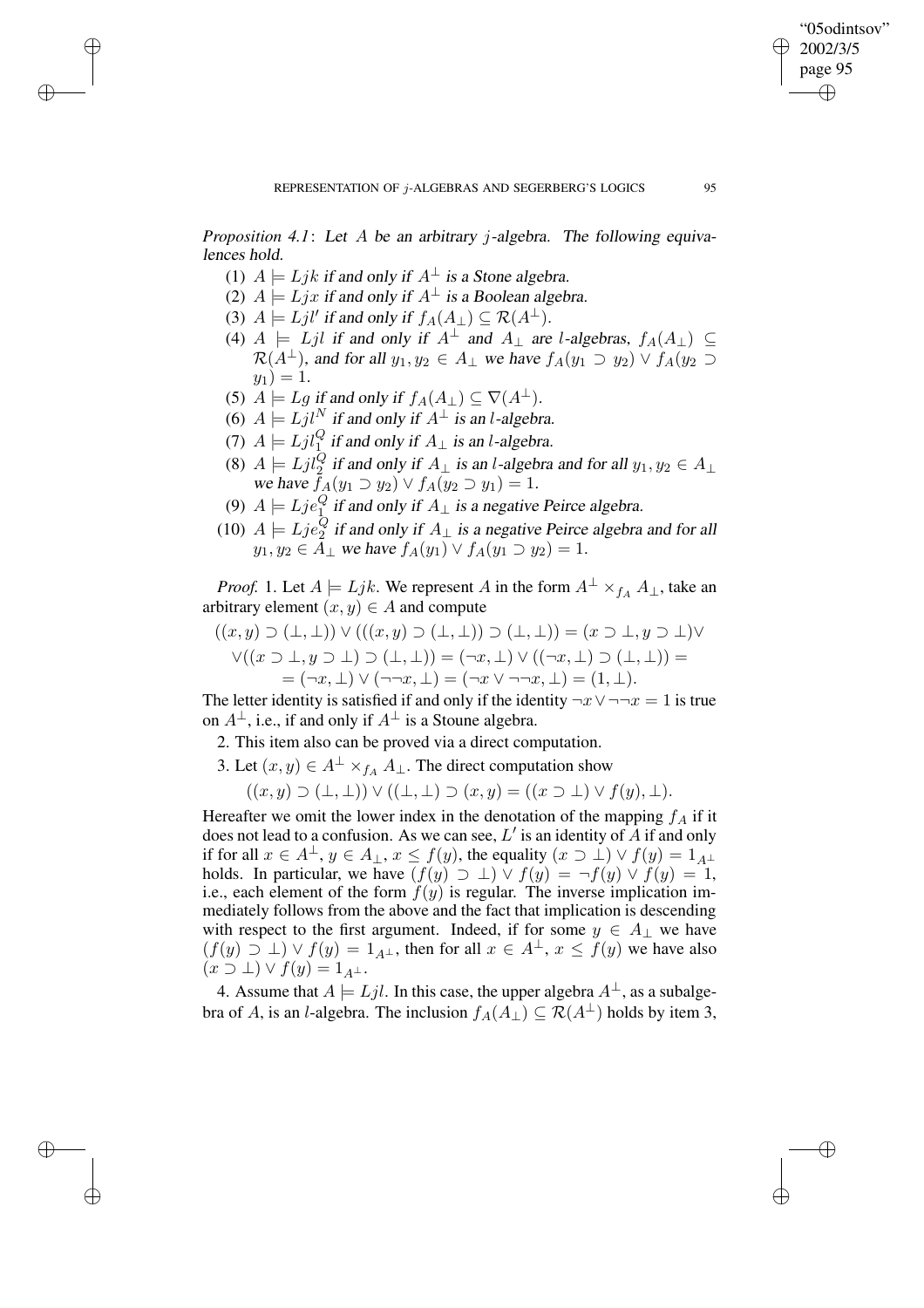*Proposition 4.1*: Let $A$ be an arbitrary $j$-algebra. The following equivalences hold.

1. $A \models Ljk$ if and only if $A^{\perp}$ is a Stone algebra.
2. $A \models Ljx$ if and only if $A^{\perp}$ is a Boolean algebra.
3. $A \models Ljl'$ if and only if $f_A(A_{\perp}) \subseteq \mathcal{R}(A^{\perp})$.
4. $A \models Ljl$ if and only if $A^{\perp}$ and $A_{\perp}$ are $l$-algebras, $f_A(A_{\perp}) \subseteq \mathcal{R}(A^{\perp})$, and for all $y_1, y_2 \in A_{\perp}$ we have $f_A(y_1 \supset y_2) \vee f_A(y_2 \supset y_1) = 1$.
5. $A \models Lg$ if and only if $f_A(A_{\perp}) \subseteq \nabla(A^{\perp})$.
6. $A \models Ljl^N$ if and only if $A^{\perp}$ is an $l$-algebra.
7. $A \models Ljl_1^Q$ if and only if $A_{\perp}$ is an $l$-algebra.
8. $A \models Ljl_2^Q$ if and only if $A_{\perp}$ is an $l$-algebra and for all $y_1, y_2 \in A_{\perp}$ we have $f_A(y_1 \supset y_2) \vee f_A(y_2 \supset y_1) = 1$.
9. $A \models Lje_1^Q$ if and only if $A_{\perp}$ is a negative Peirce algebra.
10. $A \models Lje_2^Q$ if and only if $A_{\perp}$ is a negative Peirce algebra and for all $y_1, y_2 \in A_{\perp}$ we have $f_A(y_1) \vee f_A(y_1 \supset y_2) = 1$.

*Proof.* 1. Let $A \models Ljk$. We represent $A$ in the form $A^{\perp} \times_{f_A} A_{\perp}$, take an arbitrary element $(x, y) \in A$ and compute

$$((x,y) \supset (\perp,\perp)) \vee (((x,y) \supset (\perp,\perp)) \supset (\perp,\perp)) = (x \supset \perp, y \supset \perp) \vee$$
$$\vee ((x \supset \perp, y \supset \perp) \supset (\perp,\perp)) = (\neg x, \perp) \vee ((\neg x, \perp) \supset (\perp,\perp)) =$$
$$= (\neg x, \perp) \vee (\neg\neg x, \perp) = (\neg x \vee \neg\neg x, \perp) = (1, \perp).$$

The letter identity is satisfied if and only if the identity $\neg x \vee \neg\neg x = 1$ is true on $A^{\perp}$, i.e., if and only if $A^{\perp}$ is a Stoune algebra.

2. This item also can be proved via a direct computation.

3. Let $(x, y) \in A^{\perp} \times_{f_A} A_{\perp}$. The direct computation show

$$((x,y) \supset (\perp,\perp)) \vee ((\perp,\perp) \supset (x,y) = ((x \supset \perp) \vee f(y), \perp).$$

Hereafter we omit the lower index in the denotation of the mapping $f_A$ if it does not lead to a confusion. As we can see, $L'$ is an identity of $A$ if and only if for all $x \in A^{\perp}$, $y \in A_{\perp}$, $x \leq f(y)$, the equality $(x \supset \perp) \vee f(y) = 1_{A^{\perp}}$ holds. In particular, we have $(f(y) \supset \perp) \vee f(y) = \neg f(y) \vee f(y) = 1$, i.e., each element of the form $f(y)$ is regular. The inverse implication immediately follows from the above and the fact that implication is descending with respect to the first argument. Indeed, if for some $y \in A_{\perp}$ we have $(f(y) \supset \perp) \vee f(y) = 1_{A^{\perp}}$, then for all $x \in A^{\perp}$, $x \leq f(y)$ we have also $(x \supset \perp) \vee f(y) = 1_{A^{\perp}}$.

4. Assume that $A \models Ljl$. In this case, the upper algebra $A^{\perp}$, as a subalgebra of $A$, is an $l$-algebra. The inclusion $f_A(A_{\perp}) \subseteq \mathcal{R}(A^{\perp})$ holds by item 3,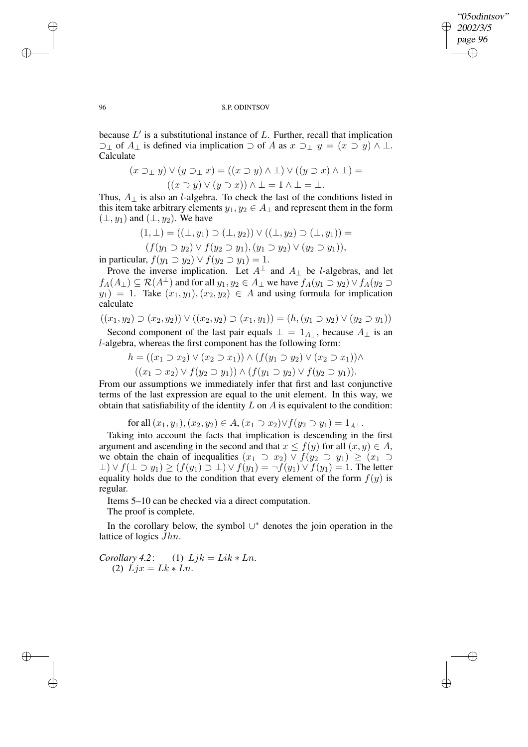because $L'$ is a substitutional instance of $L$. Further, recall that implication $\supset_\bot$ of $A_\bot$ is defined via implication $\supset$ of $A$ as $x \supset_\bot y = (x \supset y) \wedge \bot$. Calculate

$$(x \supset_\bot y) \vee (y \supset_\bot x) = ((x \supset y) \wedge \bot) \vee ((y \supset x) \wedge \bot) =$$
$$((x \supset y) \vee (y \supset x)) \wedge \bot = 1 \wedge \bot = \bot.$$

Thus, $A_\bot$ is also an $l$-algebra. To check the last of the conditions listed in this item take arbitrary elements $y_1, y_2 \in A_\bot$ and represent them in the form $(\bot, y_1)$ and $(\bot, y_2)$. We have

$$(1, \bot) = ((\bot, y_1) \supset (\bot, y_2)) \vee ((\bot, y_2) \supset (\bot, y_1)) =$$
$$(f(y_1 \supset y_2) \vee f(y_2 \supset y_1), (y_1 \supset y_2) \vee (y_2 \supset y_1)),$$

in particular, $f(y_1 \supset y_2) \vee f(y_2 \supset y_1) = 1$.

Prove the inverse implication. Let $A^\bot$ and $A_\bot$ be $l$-algebras, and let $f_A(A_\bot) \subseteq \mathcal{R}(A^\bot)$ and for all $y_1, y_2 \in A_\bot$ we have $f_A(y_1 \supset y_2) \vee f_A(y_2 \supset y_1) = 1$. Take $(x_1, y_1), (x_2, y_2) \in A$ and using formula for implication calculate

$$((x_1, y_2) \supset (x_2, y_2)) \vee ((x_2, y_2) \supset (x_1, y_1)) = (h, (y_1 \supset y_2) \vee (y_2 \supset y_1))$$

Second component of the last pair equals $\bot = 1_{A_\bot}$, because $A_\bot$ is an $l$-algebra, whereas the first component has the following form:

$$h = ((x_1 \supset x_2) \vee (x_2 \supset x_1)) \wedge (f(y_1 \supset y_2) \vee (x_2 \supset x_1)) \wedge$$
$$((x_1 \supset x_2) \vee f(y_2 \supset y_1)) \wedge (f(y_1 \supset y_2) \vee f(y_2 \supset y_1)).$$

From our assumptions we immediately infer that first and last conjunctive terms of the last expression are equal to the unit element. In this way, we obtain that satisfiability of the identity $L$ on $A$ is equivalent to the condition:

$$\text{for all } (x_1, y_1), (x_2, y_2) \in A, (x_1 \supset x_2) \vee f(y_2 \supset y_1) = 1_{A^\bot}.$$

Taking into account the facts that implication is descending in the first argument and ascending in the second and that $x \leq f(y)$ for all $(x, y) \in A$, we obtain the chain of inequalities $(x_1 \supset x_2) \vee f(y_2 \supset y_1) \geq (x_1 \supset \bot) \vee f(\bot \supset y_1) \geq (f(y_1) \supset \bot) \vee f(y_1) = \neg f(y_1) \vee f(y_1) = 1$. The letter equality holds due to the condition that every element of the form $f(y)$ is regular.

Items 5–10 can be checked via a direct computation.

The proof is complete.

In the corollary below, the symbol $\cup^*$ denotes the join operation in the lattice of logics $Jhn$.

*Corollary 4.2*: (1) $Ljk = Lik * Ln$.
(2) $Ljx = Lk * Ln$.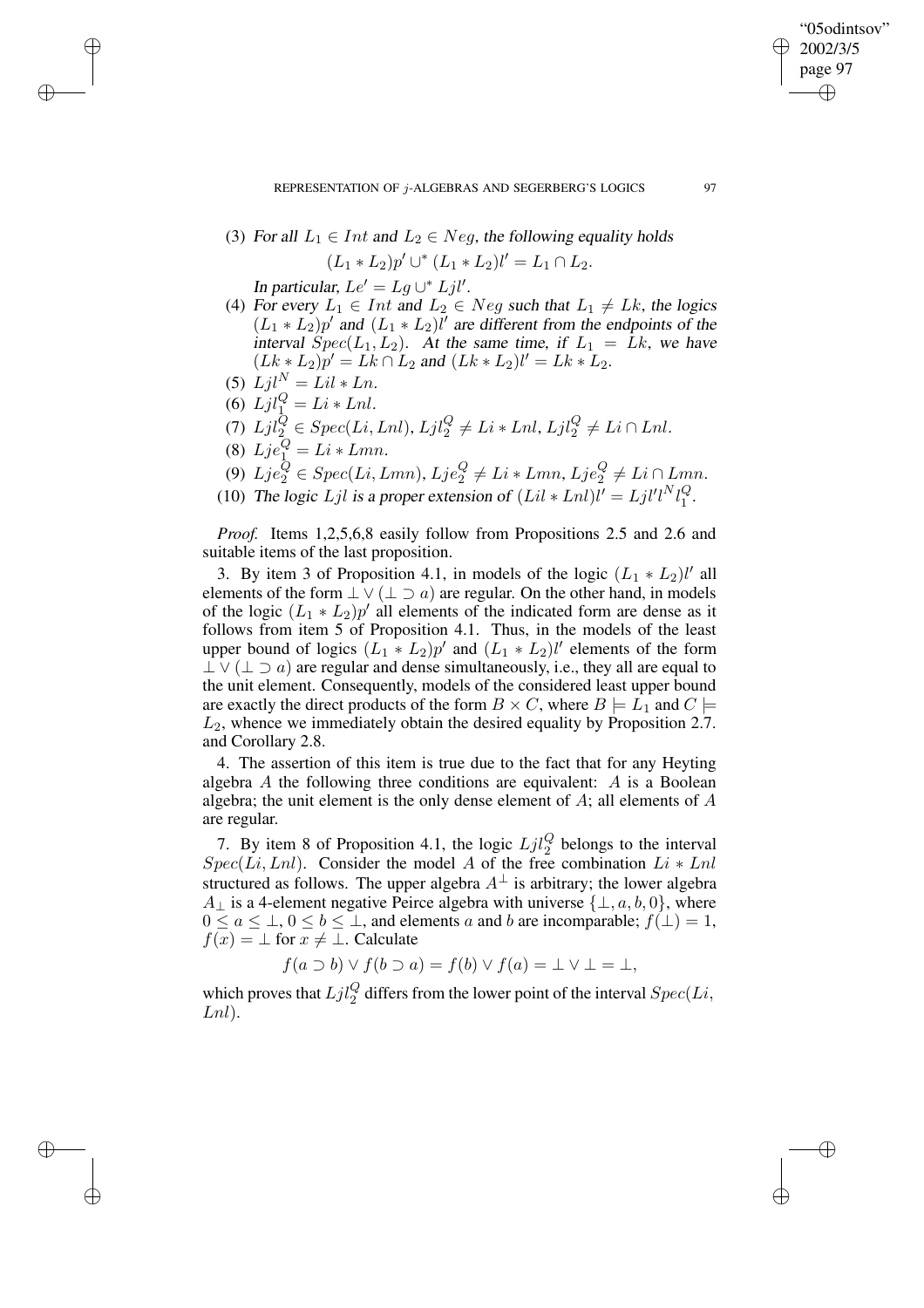(3) *For all* $L_1 \in Int$ *and* $L_2 \in Neg$*, the following equality holds*

$$(L_1 * L_2)p' \cup^* (L_1 * L_2)l' = L_1 \cap L_2.$$

*In particular,* $Le' = Lg \cup^* Ljl'$.

(4) *For every* $L_1 \in Int$ *and* $L_2 \in Neg$ *such that* $L_1 \neq Lk$*, the logics* $(L_1 * L_2)p'$ *and* $(L_1 * L_2)l'$ *are different from the endpoints of the interval* $Spec(L_1, L_2)$*. At the same time, if* $L_1 = Lk$*, we have* $(Lk * L_2)p' = Lk \cap L_2$ *and* $(Lk * L_2)l' = Lk * L_2$.

(5) $Ljl^N = Lil * Ln$.

(6) $Ljl_1^Q = Li * Lnl$.

(7) $Ljl_2^Q \in Spec(Li, Lnl)$, $Ljl_2^Q \neq Li * Lnl$, $Ljl_2^Q \neq Li \cap Lnl$.

(8) $Lje_1^Q = Li * Lmn$.

(9) $Lje_2^Q \in Spec(Li, Lmn)$, $Lje_2^Q \neq Li * Lmn$, $Lje_2^Q \neq Li \cap Lmn$.

(10) *The logic* $Ljl$ *is a proper extension of* $(Lil * Lnl)l' = Ljl'l^N l_1^Q$.

*Proof.* Items 1,2,5,6,8 easily follow from Propositions 2.5 and 2.6 and suitable items of the last proposition.

3. By item 3 of Proposition 4.1, in models of the logic $(L_1 * L_2)l'$ all elements of the form $\bot \vee (\bot \supset a)$ are regular. On the other hand, in models of the logic $(L_1 * L_2)p'$ all elements of the indicated form are dense as it follows from item 5 of Proposition 4.1. Thus, in the models of the least upper bound of logics $(L_1 * L_2)p'$ and $(L_1 * L_2)l'$ elements of the form $\bot \vee (\bot \supset a)$ are regular and dense simultaneously, i.e., they all are equal to the unit element. Consequently, models of the considered least upper bound are exactly the direct products of the form $B \times C$, where $B \models L_1$ and $C \models L_2$, whence we immediately obtain the desired equality by Proposition 2.7. and Corollary 2.8.

4. The assertion of this item is true due to the fact that for any Heyting algebra $A$ the following three conditions are equivalent: $A$ is a Boolean algebra; the unit element is the only dense element of $A$; all elements of $A$ are regular.

7. By item 8 of Proposition 4.1, the logic $Ljl_2^Q$ belongs to the interval $Spec(Li, Lnl)$. Consider the model $A$ of the free combination $Li * Lnl$ structured as follows. The upper algebra $A^\bot$ is arbitrary; the lower algebra $A_\bot$ is a 4-element negative Peirce algebra with universe $\{\bot, a, b, 0\}$, where $0 \leq a \leq \bot$, $0 \leq b \leq \bot$, and elements $a$ and $b$ are incomparable; $f(\bot) = 1$, $f(x) = \bot$ for $x \neq \bot$. Calculate

$$f(a \supset b) \vee f(b \supset a) = f(b) \vee f(a) = \bot \vee \bot = \bot,$$

which proves that $Ljl_2^Q$ differs from the lower point of the interval $Spec(Li, Lnl)$.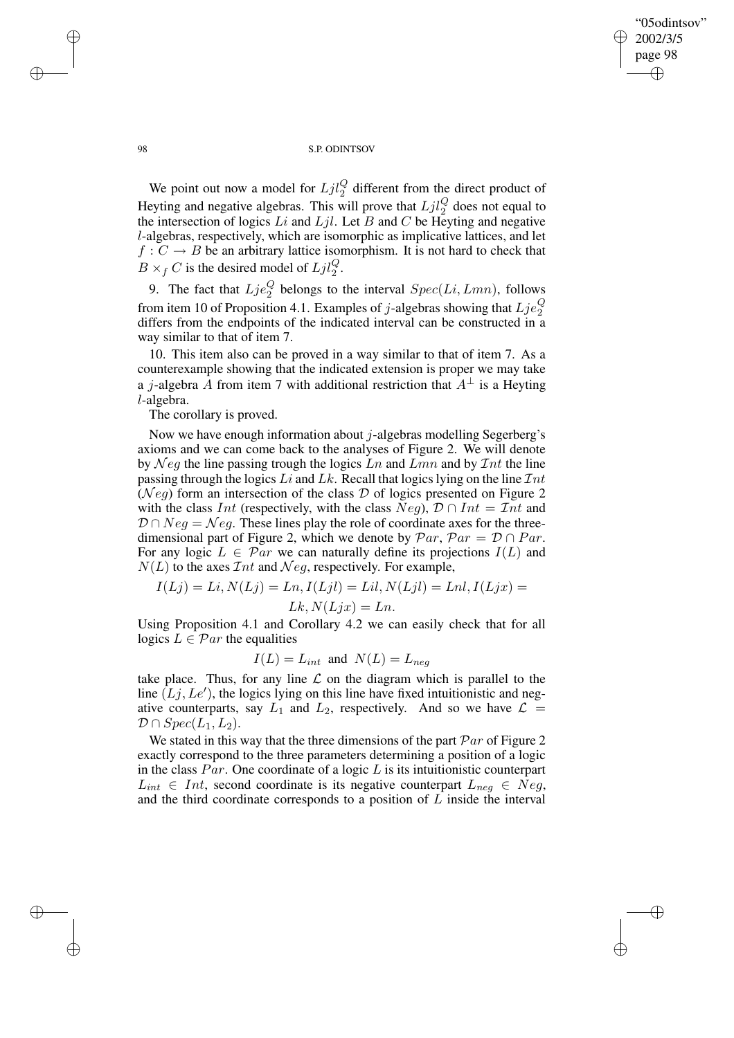We point out now a model for $Ljl_2^Q$ different from the direct product of Heyting and negative algebras. This will prove that $Ljl_2^Q$ does not equal to the intersection of logics $Li$ and $Ljl$. Let $B$ and $C$ be Heyting and negative $l$-algebras, respectively, which are isomorphic as implicative lattices, and let $f : C \to B$ be an arbitrary lattice isomorphism. It is not hard to check that $B \times_f C$ is the desired model of $Ljl_2^Q$.

9. The fact that $Lje_2^Q$ belongs to the interval $Spec(Li, Lmn)$, follows from item 10 of Proposition 4.1. Examples of $j$-algebras showing that $Lje_2^Q$ differs from the endpoints of the indicated interval can be constructed in a way similar to that of item 7.

10. This item also can be proved in a way similar to that of item 7. As a counterexample showing that the indicated extension is proper we may take a $j$-algebra $A$ from item 7 with additional restriction that $A^{\perp}$ is a Heyting $l$-algebra.

The corollary is proved.

Now we have enough information about $j$-algebras modelling Segerberg's axioms and we can come back to the analyses of Figure 2. We will denote by $\mathcal{N}eg$ the line passing trough the logics $Ln$ and $Lmn$ and by $\mathcal{I}nt$ the line passing through the logics $Li$ and $Lk$. Recall that logics lying on the line $\mathcal{I}nt$ ($\mathcal{N}eg$) form an intersection of the class $\mathcal{D}$ of logics presented on Figure 2 with the class $Int$ (respectively, with the class $Neg$), $\mathcal{D} \cap Int = \mathcal{I}nt$ and $\mathcal{D} \cap Neg = \mathcal{N}eg$. These lines play the role of coordinate axes for the three-dimensional part of Figure 2, which we denote by $\mathcal{P}ar$, $\mathcal{P}ar = \mathcal{D} \cap Par$. For any logic $L \in \mathcal{P}ar$ we can naturally define its projections $I(L)$ and $N(L)$ to the axes $\mathcal{I}nt$ and $\mathcal{N}eg$, respectively. For example,

$$I(Lj) = Li, N(Lj) = Ln, I(Ljl) = Lil, N(Ljl) = Lnl, I(Ljx) = Lk, N(Ljx) = Ln.$$

Using Proposition 4.1 and Corollary 4.2 we can easily check that for all logics $L \in \mathcal{P}ar$ the equalities

$$I(L) = L_{int} \text{ and } N(L) = L_{neg}$$

take place. Thus, for any line $\mathcal{L}$ on the diagram which is parallel to the line $(Lj, Le')$, the logics lying on this line have fixed intuitionistic and negative counterparts, say $L_1$ and $L_2$, respectively. And so we have $\mathcal{L} = \mathcal{D} \cap Spec(L_1, L_2)$.

We stated in this way that the three dimensions of the part $\mathcal{P}ar$ of Figure 2 exactly correspond to the three parameters determining a position of a logic in the class $Par$. One coordinate of a logic $L$ is its intuitionistic counterpart $L_{int} \in Int$, second coordinate is its negative counterpart $L_{neg} \in Neg$, and the third coordinate corresponds to a position of $L$ inside the interval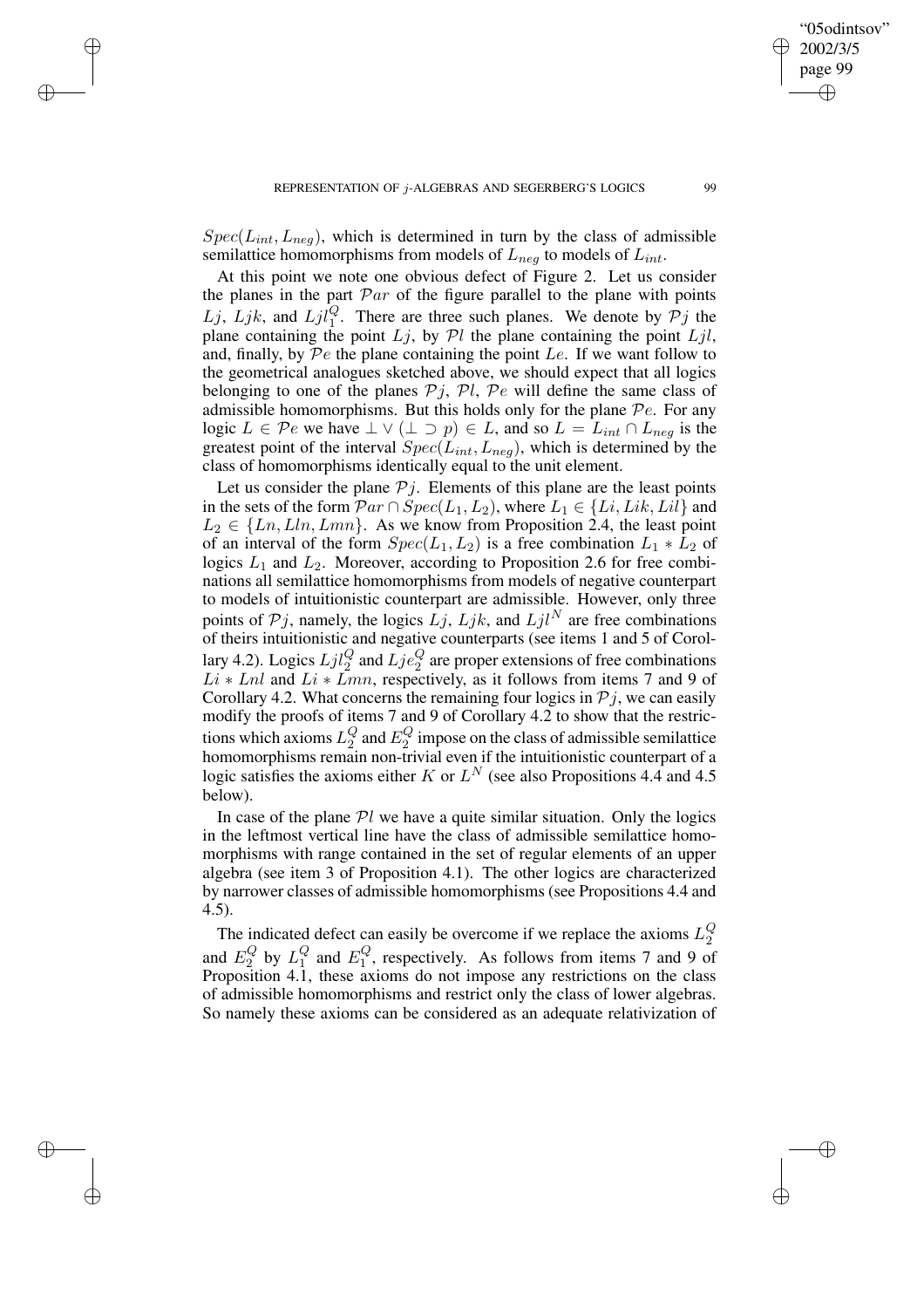$Spec(L_{int}, L_{neg})$, which is determined in turn by the class of admissible semilattice homomorphisms from models of $L_{neg}$ to models of $L_{int}$.

At this point we note one obvious defect of Figure 2. Let us consider the planes in the part $\mathcal{P}ar$ of the figure parallel to the plane with points $Lj$, $Ljk$, and $Ljl_1^Q$. There are three such planes. We denote by $\mathcal{P}j$ the plane containing the point $Lj$, by $\mathcal{P}l$ the plane containing the point $Ljl$, and, finally, by $\mathcal{P}e$ the plane containing the point $Le$. If we want follow to the geometrical analogues sketched above, we should expect that all logics belonging to one of the planes $\mathcal{P}j$, $\mathcal{P}l$, $\mathcal{P}e$ will define the same class of admissible homomorphisms. But this holds only for the plane $\mathcal{P}e$. For any logic $L \in \mathcal{P}e$ we have $\bot \vee (\bot \supset p) \in L$, and so $L = L_{int} \cap L_{neg}$ is the greatest point of the interval $Spec(L_{int}, L_{neg})$, which is determined by the class of homomorphisms identically equal to the unit element.

Let us consider the plane $\mathcal{P}j$. Elements of this plane are the least points in the sets of the form $\mathcal{P}ar \cap Spec(L_1, L_2)$, where $L_1 \in \{Li, Lik, Lil\}$ and $L_2 \in \{Ln, Lln, Lmn\}$. As we know from Proposition 2.4, the least point of an interval of the form $Spec(L_1, L_2)$ is a free combination $L_1 * L_2$ of logics $L_1$ and $L_2$. Moreover, according to Proposition 2.6 for free combinations all semilattice homomorphisms from models of negative counterpart to models of intuitionistic counterpart are admissible. However, only three points of $\mathcal{P}j$, namely, the logics $Lj$, $Ljk$, and $Ljl^N$ are free combinations of theirs intuitionistic and negative counterparts (see items 1 and 5 of Corollary 4.2). Logics $Ljl_2^Q$ and $Lje_2^Q$ are proper extensions of free combinations $Li * Lnl$ and $Li * Lmn$, respectively, as it follows from items 7 and 9 of Corollary 4.2. What concerns the remaining four logics in $\mathcal{P}j$, we can easily modify the proofs of items 7 and 9 of Corollary 4.2 to show that the restrictions which axioms $L_2^Q$ and $E_2^Q$ impose on the class of admissible semilattice homomorphisms remain non-trivial even if the intuitionistic counterpart of a logic satisfies the axioms either $K$ or $L^N$ (see also Propositions 4.4 and 4.5 below).

In case of the plane $\mathcal{P}l$ we have a quite similar situation. Only the logics in the leftmost vertical line have the class of admissible semilattice homomorphisms with range contained in the set of regular elements of an upper algebra (see item 3 of Proposition 4.1). The other logics are characterized by narrower classes of admissible homomorphisms (see Propositions 4.4 and 4.5).

The indicated defect can easily be overcome if we replace the axioms $L_2^Q$ and $E_2^Q$ by $L_1^Q$ and $E_1^Q$, respectively. As follows from items 7 and 9 of Proposition 4.1, these axioms do not impose any restrictions on the class of admissible homomorphisms and restrict only the class of lower algebras. So namely these axioms can be considered as an adequate relativization of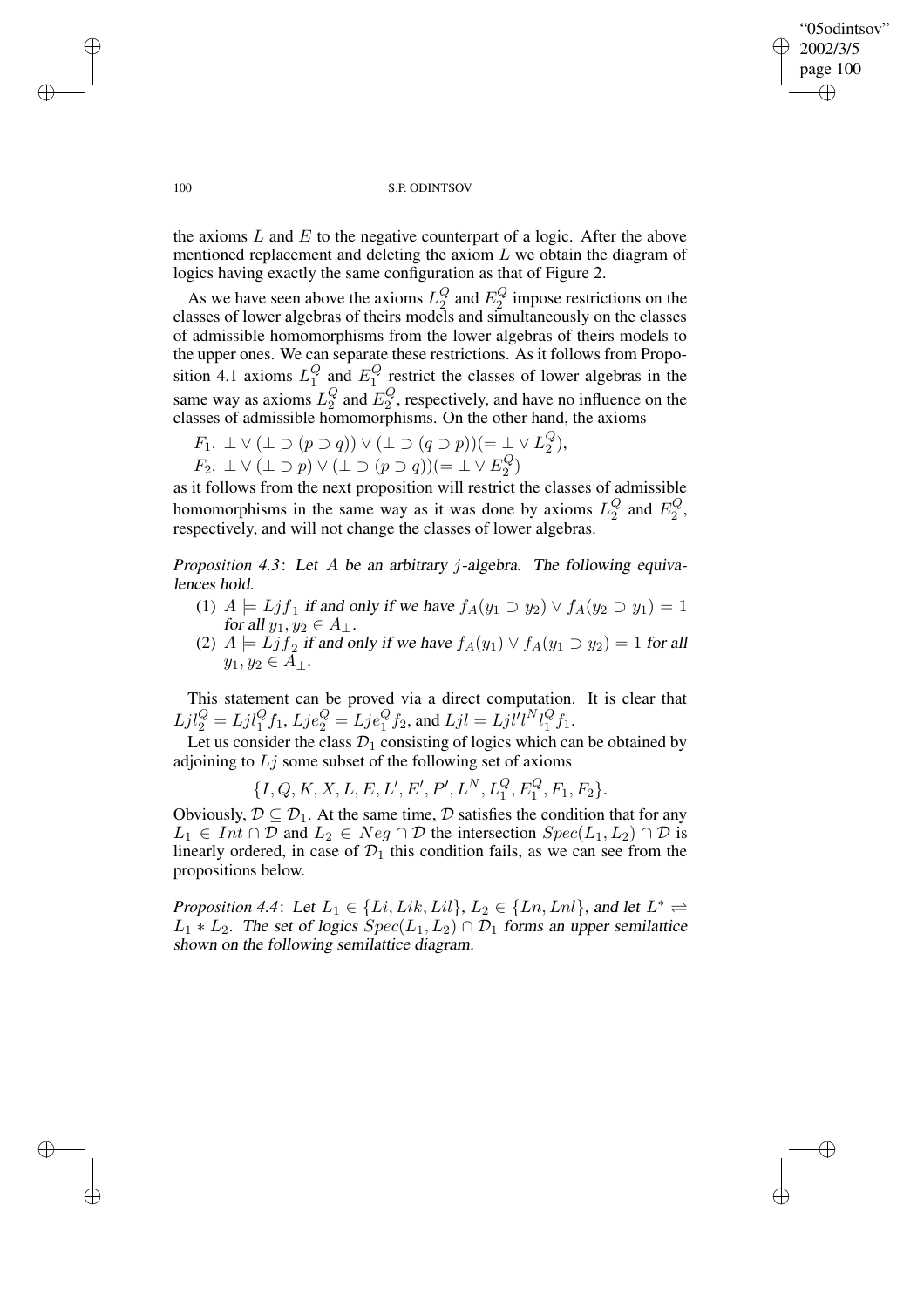the axioms $L$ and $E$ to the negative counterpart of a logic. After the above mentioned replacement and deleting the axiom $L$ we obtain the diagram of logics having exactly the same configuration as that of Figure 2.

As we have seen above the axioms $L_2^Q$ and $E_2^Q$ impose restrictions on the classes of lower algebras of theirs models and simultaneously on the classes of admissible homomorphisms from the lower algebras of theirs models to the upper ones. We can separate these restrictions. As it follows from Proposition 4.1 axioms $L_1^Q$ and $E_1^Q$ restrict the classes of lower algebras in the same way as axioms $L_2^Q$ and $E_2^Q$, respectively, and have no influence on the classes of admissible homomorphisms. On the other hand, the axioms

$F_1$. $\bot \vee (\bot \supset (p \supset q)) \vee (\bot \supset (q \supset p)) (= \bot \vee L_2^Q)$,

$F_2$. $\bot \vee (\bot \supset p) \vee (\bot \supset (p \supset q)) (= \bot \vee E_2^Q)$

as it follows from the next proposition will restrict the classes of admissible homomorphisms in the same way as it was done by axioms $L_2^Q$ and $E_2^Q$, respectively, and will not change the classes of lower algebras.

*Proposition 4.3*: *Let $A$ be an arbitrary $j$-algebra. The following equivalences hold.*

1. *$A \models Ljf_1$ if and only if we have $f_A(y_1 \supset y_2) \vee f_A(y_2 \supset y_1) = 1$ for all $y_1, y_2 \in A_\bot$.*
2. *$A \models Ljf_2$ if and only if we have $f_A(y_1) \vee f_A(y_1 \supset y_2) = 1$ for all $y_1, y_2 \in A_\bot$.*

This statement can be proved via a direct computation. It is clear that $Ljl_2^Q = Ljl_1^Q f_1$, $Lje_2^Q = Lje_1^Q f_2$, and $Ljl = Ljl'l^N l_1^Q f_1$.

Let us consider the class $\mathcal{D}_1$ consisting of logics which can be obtained by adjoining to $Lj$ some subset of the following set of axioms

$$\{I, Q, K, X, L, E, L', E', P', L^N, L_1^Q, E_1^Q, F_1, F_2\}.$$

Obviously, $\mathcal{D} \subseteq \mathcal{D}_1$. At the same time, $\mathcal{D}$ satisfies the condition that for any $L_1 \in Int \cap \mathcal{D}$ and $L_2 \in Neg \cap \mathcal{D}$ the intersection $Spec(L_1, L_2) \cap \mathcal{D}$ is linearly ordered, in case of $\mathcal{D}_1$ this condition fails, as we can see from the propositions below.

*Proposition 4.4*: *Let $L_1 \in \{Li, Lik, Lil\}$, $L_2 \in \{Ln, Lnl\}$, and let $L^* \rightleftharpoons L_1 * L_2$. The set of logics $Spec(L_1, L_2) \cap \mathcal{D}_1$ forms an upper semilattice shown on the following semilattice diagram.*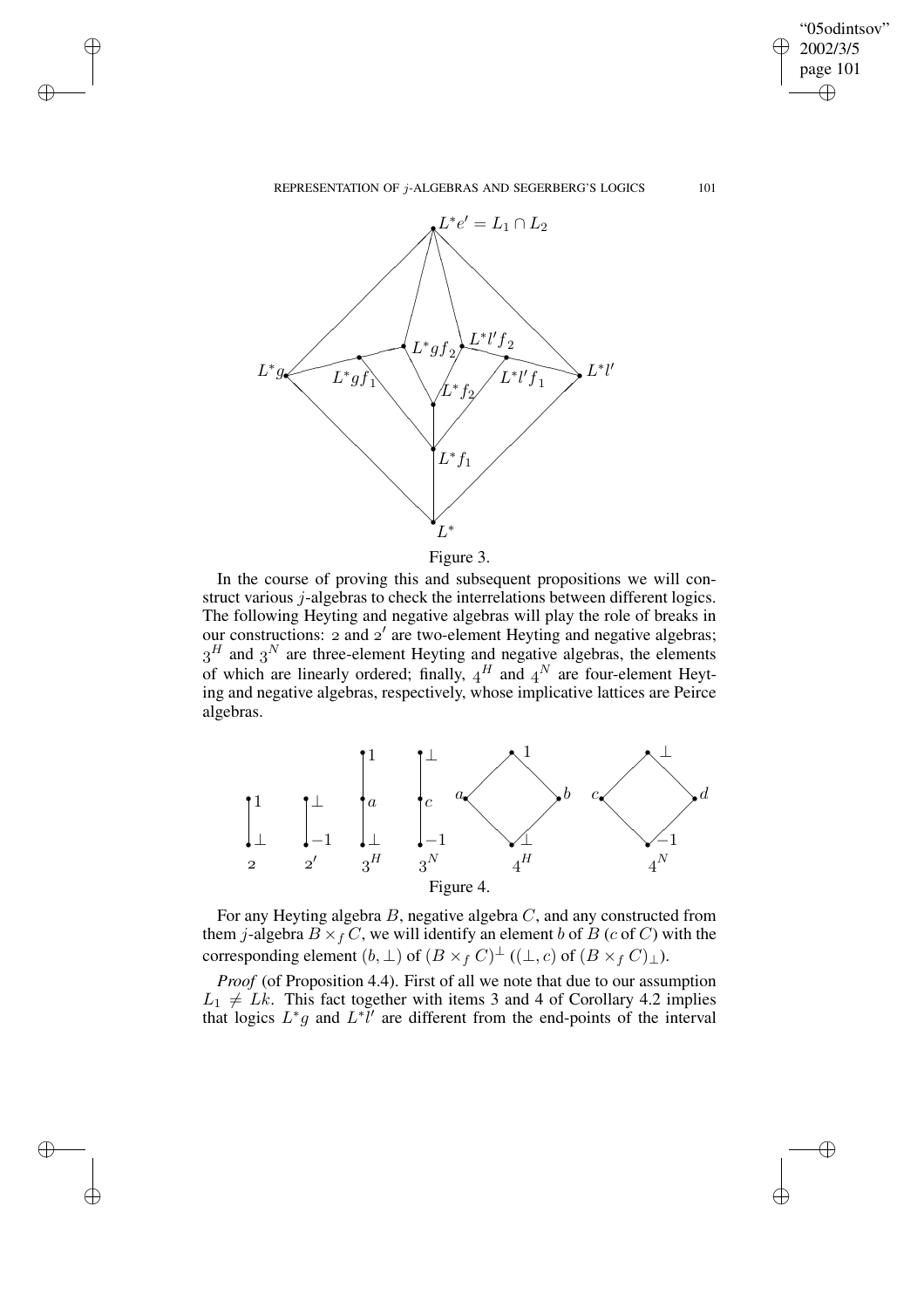Figure 3.

In the course of proving this and subsequent propositions we will construct various $j$-algebras to check the interrelations between different logics. The following Heyting and negative algebras will play the role of breaks in our constructions: $\mathbf{2}$ and $\mathbf{2}'$ are two-element Heyting and negative algebras; $\mathbf{3}^H$ and $\mathbf{3}^N$ are three-element Heyting and negative algebras, the elements of which are linearly ordered; finally, $\mathbf{4}^H$ and $\mathbf{4}^N$ are four-element Heyting and negative algebras, respectively, whose implicative lattices are Peirce algebras.

Figure 4.

For any Heyting algebra $B$, negative algebra $C$, and any constructed from them $j$-algebra $B \times_f C$, we will identify an element $b$ of $B$ ($c$ of $C$) with the corresponding element $(b, \bot)$ of $(B \times_f C)^{\bot}$ ($(\bot, c)$ of $(B \times_f C)_{\bot}$).

*Proof* (of Proposition 4.4). First of all we note that due to our assumption $L_1 \neq Lk$. This fact together with items 3 and 4 of Corollary 4.2 implies that logics $L^*g$ and $L^*l'$ are different from the end-points of the interval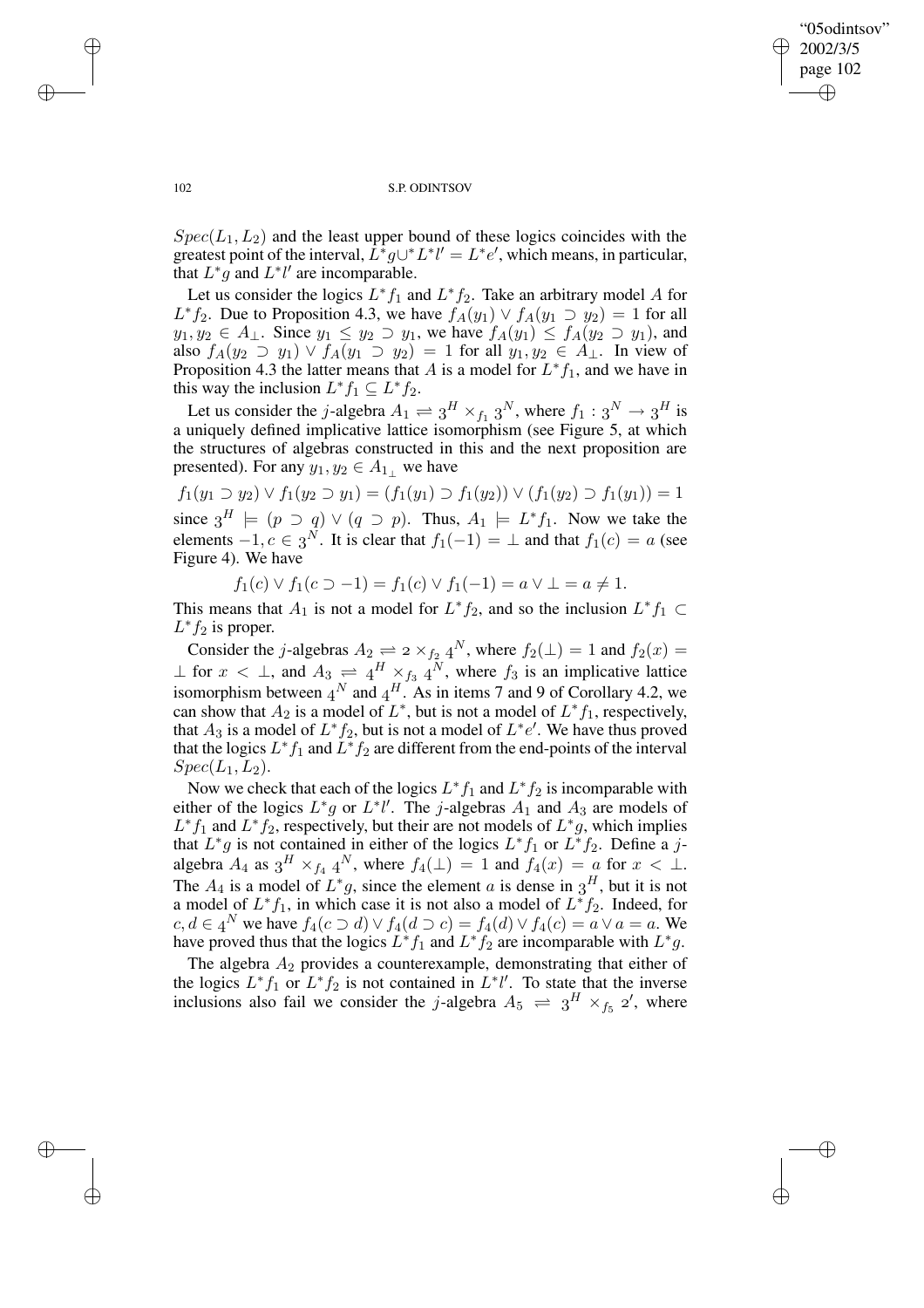$Spec(L_1, L_2)$ and the least upper bound of these logics coincides with the greatest point of the interval, $L^*g \cup^* L^*l' = L^*e'$, which means, in particular, that $L^*g$ and $L^*l'$ are incomparable.

Let us consider the logics $L^*f_1$ and $L^*f_2$. Take an arbitrary model $A$ for $L^*f_2$. Due to Proposition 4.3, we have $f_A(y_1) \vee f_A(y_1 \supset y_2) = 1$ for all $y_1, y_2 \in A_\perp$. Since $y_1 \leq y_2 \supset y_1$, we have $f_A(y_1) \leq f_A(y_2 \supset y_1)$, and also $f_A(y_2 \supset y_1) \vee f_A(y_1 \supset y_2) = 1$ for all $y_1, y_2 \in A_\perp$. In view of Proposition 4.3 the latter means that $A$ is a model for $L^*f_1$, and we have in this way the inclusion $L^*f_1 \subseteq L^*f_2$.

Let us consider the $j$-algebra $A_1 \rightleftharpoons 3^H \times_{f_1} 3^N$, where $f_1 : 3^N \rightarrow 3^H$ is a uniquely defined implicative lattice isomorphism (see Figure 5, at which the structures of algebras constructed in this and the next proposition are presented). For any $y_1, y_2 \in A_{1_\perp}$ we have

$$f_1(y_1 \supset y_2) \vee f_1(y_2 \supset y_1) = (f_1(y_1) \supset f_1(y_2)) \vee (f_1(y_2) \supset f_1(y_1)) = 1$$

since $3^H \models (p \supset q) \vee (q \supset p)$. Thus, $A_1 \models L^*f_1$. Now we take the elements $-1, c \in 3^N$. It is clear that $f_1(-1) = \perp$ and that $f_1(c) = a$ (see Figure 4). We have

$$f_1(c) \vee f_1(c \supset -1) = f_1(c) \vee f_1(-1) = a \vee \perp = a \neq 1.$$

This means that $A_1$ is not a model for $L^*f_2$, and so the inclusion $L^*f_1 \subset L^*f_2$ is proper.

Consider the $j$-algebras $A_2 \rightleftharpoons 2 \times_{f_2} 4^N$, where $f_2(\perp) = 1$ and $f_2(x) = \perp$ for $x < \perp$, and $A_3 \rightleftharpoons 4^H \times_{f_3} 4^N$, where $f_3$ is an implicative lattice isomorphism between $4^N$ and $4^H$. As in items 7 and 9 of Corollary 4.2, we can show that $A_2$ is a model of $L^*$, but is not a model of $L^*f_1$, respectively, that $A_3$ is a model of $L^*f_2$, but is not a model of $L^*e'$. We have thus proved that the logics $L^*f_1$ and $L^*f_2$ are different from the end-points of the interval $Spec(L_1, L_2)$.

Now we check that each of the logics $L^*f_1$ and $L^*f_2$ is incomparable with either of the logics $L^*g$ or $L^*l'$. The $j$-algebras $A_1$ and $A_3$ are models of $L^*f_1$ and $L^*f_2$, respectively, but their are not models of $L^*g$, which implies that $L^*g$ is not contained in either of the logics $L^*f_1$ or $L^*f_2$. Define a $j$-algebra $A_4$ as $3^H \times_{f_4} 4^N$, where $f_4(\perp) = 1$ and $f_4(x) = a$ for $x < \perp$. The $A_4$ is a model of $L^*g$, since the element $a$ is dense in $3^H$, but it is not a model of $L^*f_1$, in which case it is not also a model of $L^*f_2$. Indeed, for $c, d \in 4^N$ we have $f_4(c \supset d) \vee f_4(d \supset c) = f_4(d) \vee f_4(c) = a \vee a = a$. We have proved thus that the logics $L^*f_1$ and $L^*f_2$ are incomparable with $L^*g$.

The algebra $A_2$ provides a counterexample, demonstrating that either of the logics $L^*f_1$ or $L^*f_2$ is not contained in $L^*l'$. To state that the inverse inclusions also fail we consider the $j$-algebra $A_5 \rightleftharpoons 3^H \times_{f_5} 2'$, where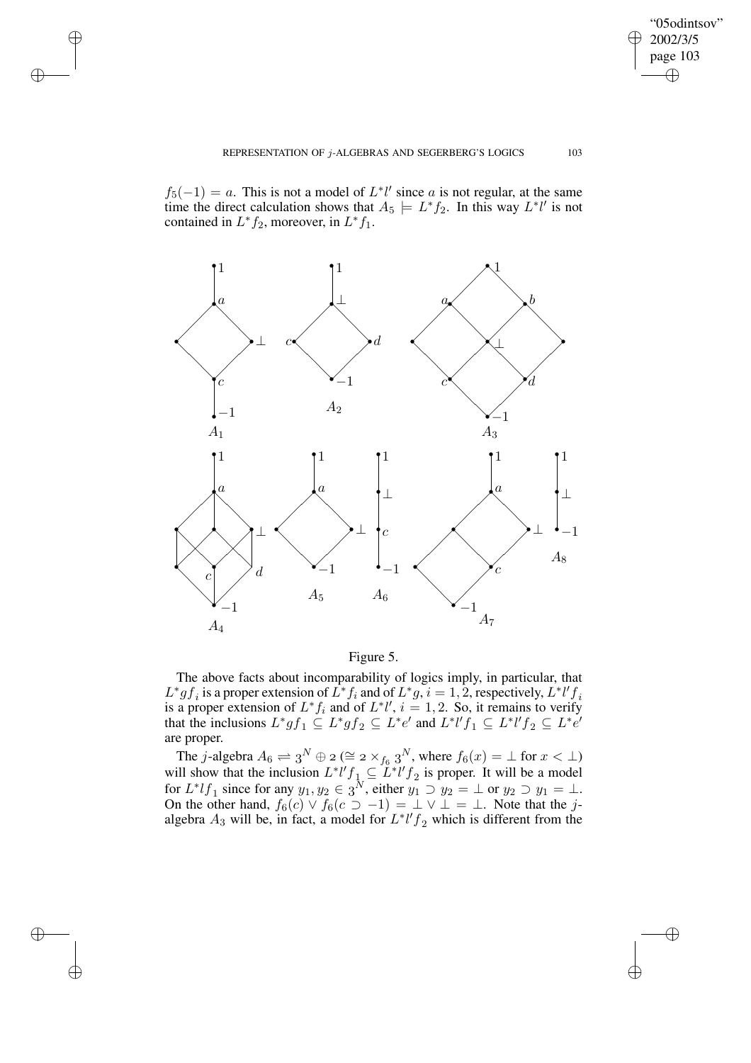$f_5(-1) = a$. This is not a model of $L^*l'$ since $a$ is not regular, at the same time the direct calculation shows that $A_5 \models L^*f_2$. In this way $L^*l'$ is not contained in $L^*f_2$, moreover, in $L^*f_1$.

Figure 5.

The above facts about incomparability of logics imply, in particular, that $L^*gf_i$ is a proper extension of $L^*f_i$ and of $L^*g$, $i = 1, 2$, respectively, $L^*l'f_i$ is a proper extension of $L^*f_i$ and of $L^*l'$, $i = 1, 2$. So, it remains to verify that the inclusions $L^*gf_1 \subseteq L^*gf_2 \subseteq L^*e'$ and $L^*l'f_1 \subseteq L^*l'f_2 \subseteq L^*e'$ are proper.

The $j$-algebra $A_6 \rightleftharpoons 3^N \oplus 2$ ($\cong 2 \times_{f_6} 3^N$, where $f_6(x) = \bot$ for $x < \bot$) will show that the inclusion $L^*l'f_1 \subseteq L^*l'f_2$ is proper. It will be a model for $L^*lf_1$ since for any $y_1, y_2 \in 3^N$, either $y_1 \supset y_2 = \bot$ or $y_2 \supset y_1 = \bot$. On the other hand, $f_6(c) \vee f_6(c \supset -1) = \bot \vee \bot = \bot$. Note that the $j$-algebra $A_3$ will be, in fact, a model for $L^*l'f_2$ which is different from the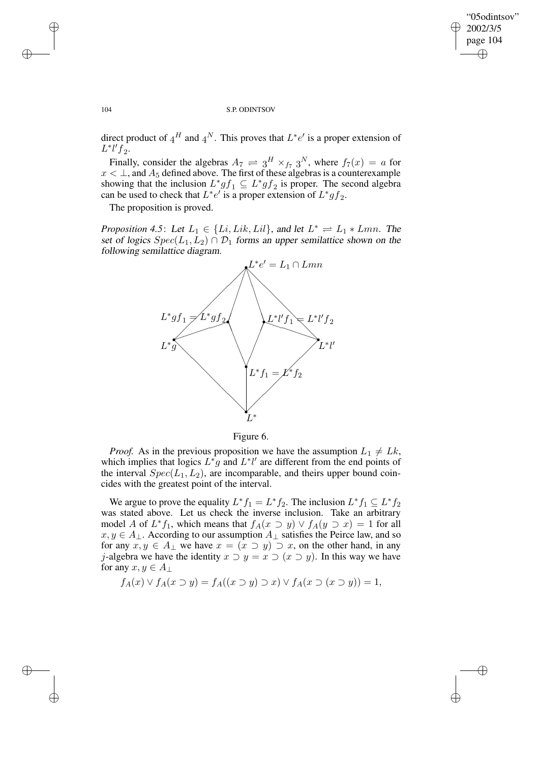direct product of $4^H$ and $4^N$. This proves that $L^*e'$ is a proper extension of $L^*l'f_2$.

Finally, consider the algebras $A_7 \rightleftharpoons 3^H \times_{f_7} 3^N$, where $f_7(x) = a$ for $x < \bot$, and $A_5$ defined above. The first of these algebras is a counterexample showing that the inclusion $L^*gf_1 \subseteq L^*gf_2$ is proper. The second algebra can be used to check that $L^*e'$ is a proper extension of $L^*gf_2$.

The proposition is proved.

*Proposition 4.5*: *Let* $L_1 \in \{Li, Lik, Lil\}$, *and let* $L^* \rightleftharpoons L_1 * Lmn$. *The set of logics* $Spec(L_1, L_2) \cap \mathcal{D}_1$ *forms an upper semilattice shown on the following semilattice diagram.*

$L^*e' = L_1 \cap Lmn$

$L^*gf_1 = L^*gf_2$ $\quad$ $L^*l'f_1 = L^*l'f_2$

$L^*g$ $\quad$ $L^*l'$

$L^*f_1 = L^*f_2$

$L^*$

Figure 6.

*Proof.* As in the previous proposition we have the assumption $L_1 \neq Lk$, which implies that logics $L^*g$ and $L^*l'$ are different from the end points of the interval $Spec(L_1, L_2)$, are incomparable, and theirs upper bound coincides with the greatest point of the interval.

We argue to prove the equality $L^*f_1 = L^*f_2$. The inclusion $L^*f_1 \subseteq L^*f_2$ was stated above. Let us check the inverse inclusion. Take an arbitrary model $A$ of $L^*f_1$, which means that $f_A(x \supset y) \vee f_A(y \supset x) = 1$ for all $x, y \in A_\bot$. According to our assumption $A_\bot$ satisfies the Peirce law, and so for any $x, y \in A_\bot$ we have $x = (x \supset y) \supset x$, on the other hand, in any $j$-algebra we have the identity $x \supset y = x \supset (x \supset y)$. In this way we have for any $x, y \in A_\bot$

$$f_A(x) \vee f_A(x \supset y) = f_A((x \supset y) \supset x) \vee f_A(x \supset (x \supset y)) = 1,$$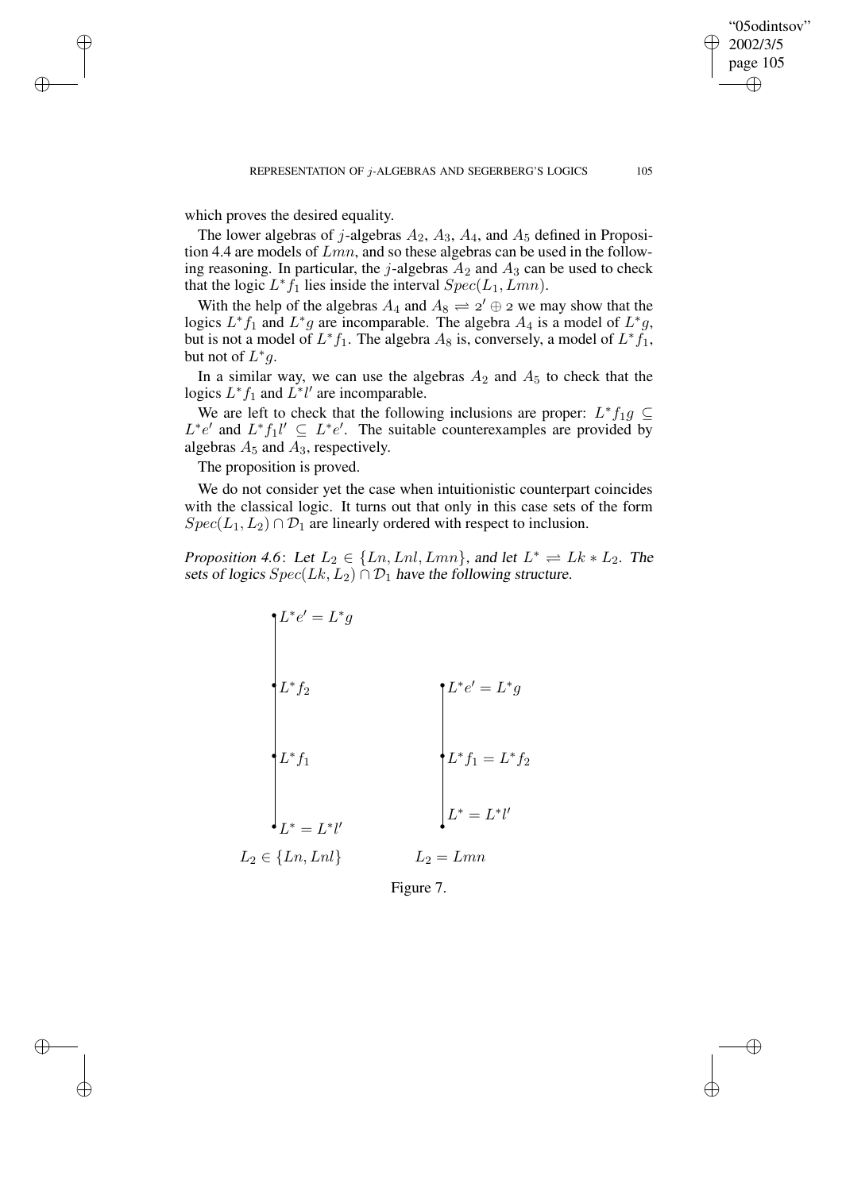which proves the desired equality.

The lower algebras of $j$-algebras $A_2$, $A_3$, $A_4$, and $A_5$ defined in Proposition 4.4 are models of $Lmn$, and so these algebras can be used in the following reasoning. In particular, the $j$-algebras $A_2$ and $A_3$ can be used to check that the logic $L^*f_1$ lies inside the interval $Spec(L_1, Lmn)$.

With the help of the algebras $A_4$ and $A_8 \rightleftharpoons 2' \oplus 2$ we may show that the logics $L^*f_1$ and $L^*g$ are incomparable. The algebra $A_4$ is a model of $L^*g$, but is not a model of $L^*f_1$. The algebra $A_8$ is, conversely, a model of $L^*f_1$, but not of $L^*g$.

In a similar way, we can use the algebras $A_2$ and $A_5$ to check that the logics $L^*f_1$ and $L^*l'$ are incomparable.

We are left to check that the following inclusions are proper: $L^*f_1g \subseteq L^*e'$ and $L^*f_1l' \subseteq L^*e'$. The suitable counterexamples are provided by algebras $A_5$ and $A_3$, respectively.

The proposition is proved.

We do not consider yet the case when intuitionistic counterpart coincides with the classical logic. It turns out that only in this case sets of the form $Spec(L_1, L_2) \cap \mathcal{D}_1$ are linearly ordered with respect to inclusion.

*Proposition 4.6*: *Let $L_2 \in \{Ln, Lnl, Lmn\}$, and let $L^* \rightleftharpoons Lk * L_2$. The sets of logics $Spec(Lk, L_2) \cap \mathcal{D}_1$ have the following structure.*

$L_2 \in \{Ln, Lnl\}$: $L^* = L^*l'$ — $L^*f_1$ — $L^*f_2$ — $L^*e' = L^*g$ (chain, bottom to top)

$L_2 = Lmn$: $L^* = L^*l'$ — $L^*f_1 = L^*f_2$ — $L^*e' = L^*g$ (chain, bottom to top)

Figure 7.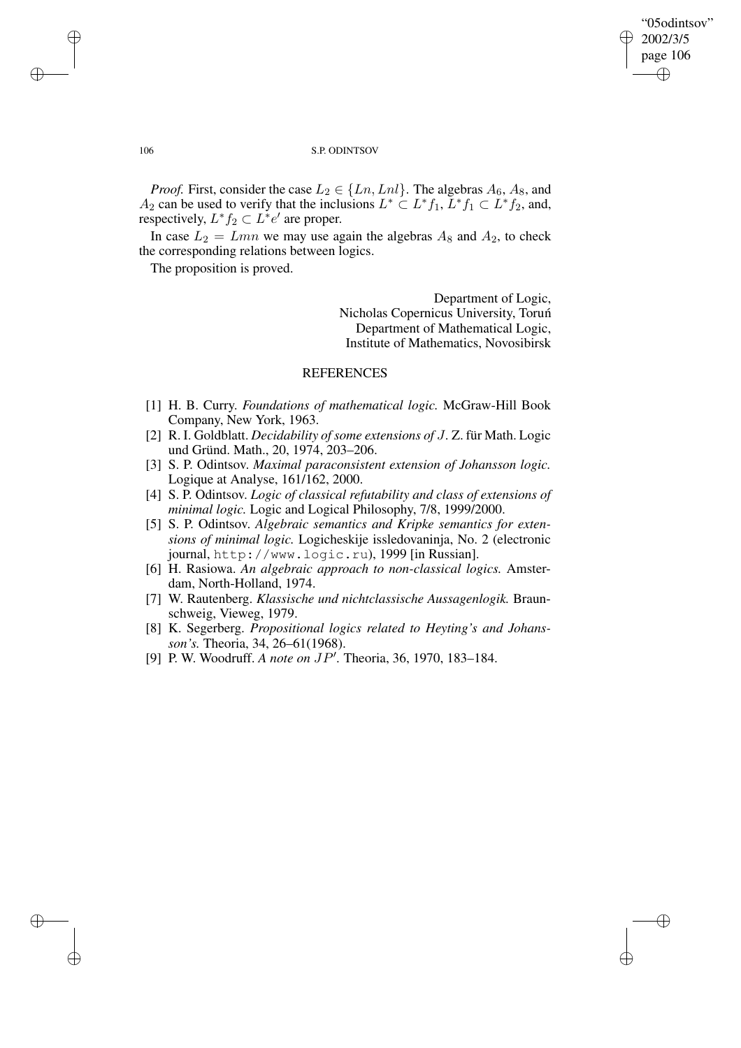*Proof.* First, consider the case $L_2 \in \{Ln, Lnl\}$. The algebras $A_6$, $A_8$, and $A_2$ can be used to verify that the inclusions $L^* \subset L^*f_1$, $L^*f_1 \subset L^*f_2$, and, respectively, $L^*f_2 \subset L^*e'$ are proper.

In case $L_2 = Lmn$ we may use again the algebras $A_8$ and $A_2$, to check the corresponding relations between logics.

The proposition is proved.

Department of Logic,
Nicholas Copernicus University, Toruń
Department of Mathematical Logic,
Institute of Mathematics, Novosibirsk

## REFERENCES

[1] H. B. Curry. *Foundations of mathematical logic.* McGraw-Hill Book Company, New York, 1963.

[2] R. I. Goldblatt. *Decidability of some extensions of $J$.* Z. für Math. Logic und Gründ. Math., 20, 1974, 203–206.

[3] S. P. Odintsov. *Maximal paraconsistent extension of Johansson logic.* Logique at Analyse, 161/162, 2000.

[4] S. P. Odintsov. *Logic of classical refutability and class of extensions of minimal logic.* Logic and Logical Philosophy, 7/8, 1999/2000.

[5] S. P. Odintsov. *Algebraic semantics and Kripke semantics for extensions of minimal logic.* Logicheskije issledovaninja, No. 2 (electronic journal, http://www.logic.ru), 1999 [in Russian].

[6] H. Rasiowa. *An algebraic approach to non-classical logics.* Amsterdam, North-Holland, 1974.

[7] W. Rautenberg. *Klassische und nichtclassische Aussagenlogik.* Braunschweig, Vieweg, 1979.

[8] K. Segerberg. *Propositional logics related to Heyting's and Johansson's.* Theoria, 34, 26–61(1968).

[9] P. W. Woodruff. *A note on $JP'$.* Theoria, 36, 1970, 183–184.